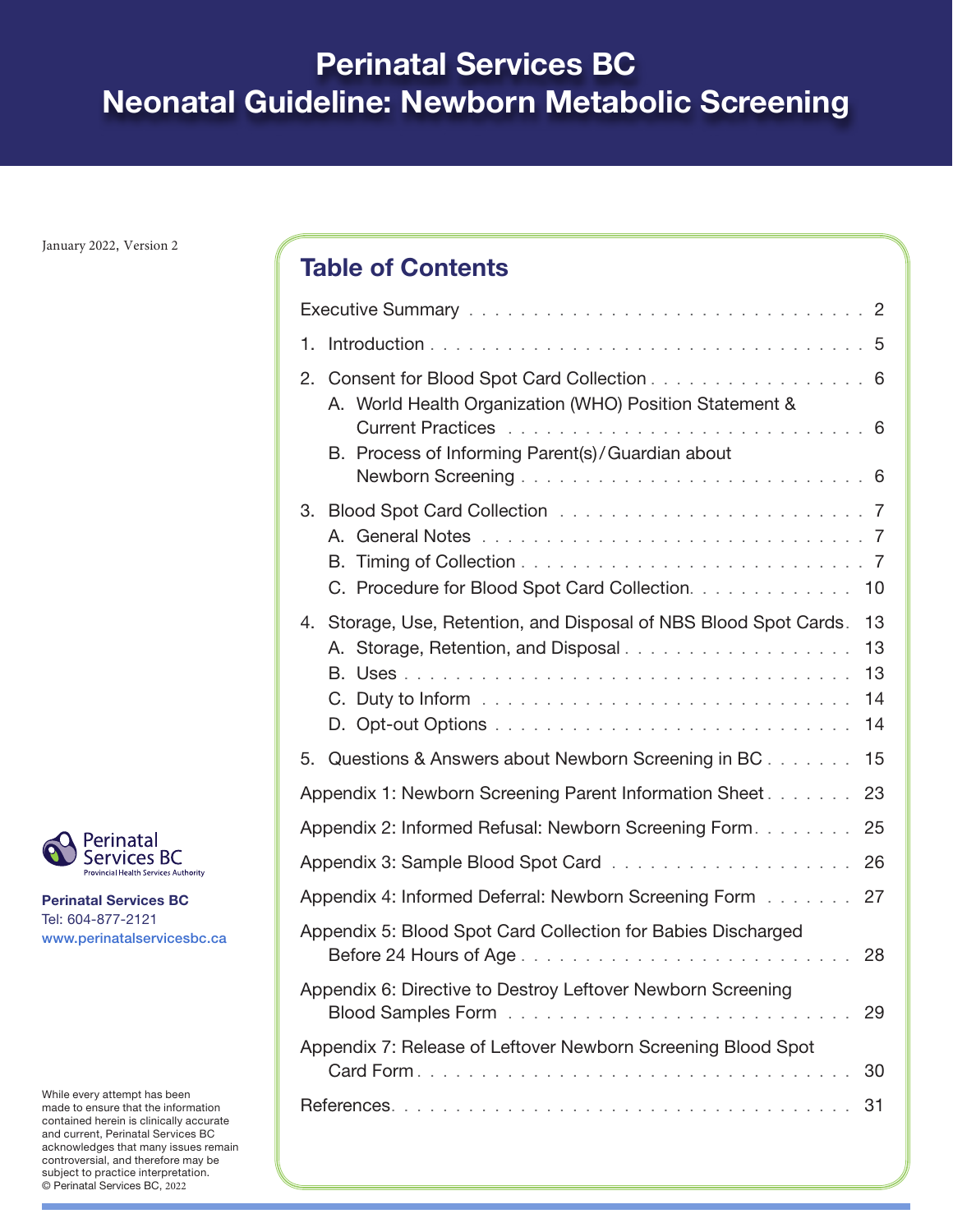# Perinatal Services BC
# Neonatal Guideline: Newborn Metabolic Screening

January 2022, Version 2

## Table of Contents

Executive Summary . . . . . . . . . . 2

1. Introduction . . . . . . . . . . 5
2. Consent for Blood Spot Card Collection . . . . . . . . . . 6
   - A. World Health Organization (WHO) Position Statement & Current Practices . . . . . . . . . . 6
   - B. Process of Informing Parent(s)/Guardian about Newborn Screening . . . . . . . . . . 6
3. Blood Spot Card Collection . . . . . . . . . . 7
   - A. General Notes . . . . . . . . . . 7
   - B. Timing of Collection . . . . . . . . . . 7
   - C. Procedure for Blood Spot Card Collection. . . . . . . . . . . 10
4. Storage, Use, Retention, and Disposal of NBS Blood Spot Cards. 13
   - A. Storage, Retention, and Disposal . . . . . . . . . . 13
   - B. Uses . . . . . . . . . . 13
   - C. Duty to Inform . . . . . . . . . . 14
   - D. Opt-out Options . . . . . . . . . . 14
5. Questions & Answers about Newborn Screening in BC . . . . . . . 15

Appendix 1: Newborn Screening Parent Information Sheet . . . . . . . 23

Appendix 2: Informed Refusal: Newborn Screening Form. . . . . . . . 25

Appendix 3: Sample Blood Spot Card . . . . . . . . . . 26

Appendix 4: Informed Deferral: Newborn Screening Form . . . . . . . 27

Appendix 5: Blood Spot Card Collection for Babies Discharged Before 24 Hours of Age . . . . . . . . . . 28

Appendix 6: Directive to Destroy Leftover Newborn Screening Blood Samples Form . . . . . . . . . . 29

Appendix 7: Release of Leftover Newborn Screening Blood Spot Card Form. . . . . . . . . . 30

References. . . . . . . . . . 31

Perinatal Services BC
Provincial Health Services Authority

**Perinatal Services BC**
Tel: 604-877-2121
www.perinatalservicesbc.ca

While every attempt has been made to ensure that the information contained herein is clinically accurate and current, Perinatal Services BC acknowledges that many issues remain controversial, and therefore may be subject to practice interpretation.
© Perinatal Services BC, 2022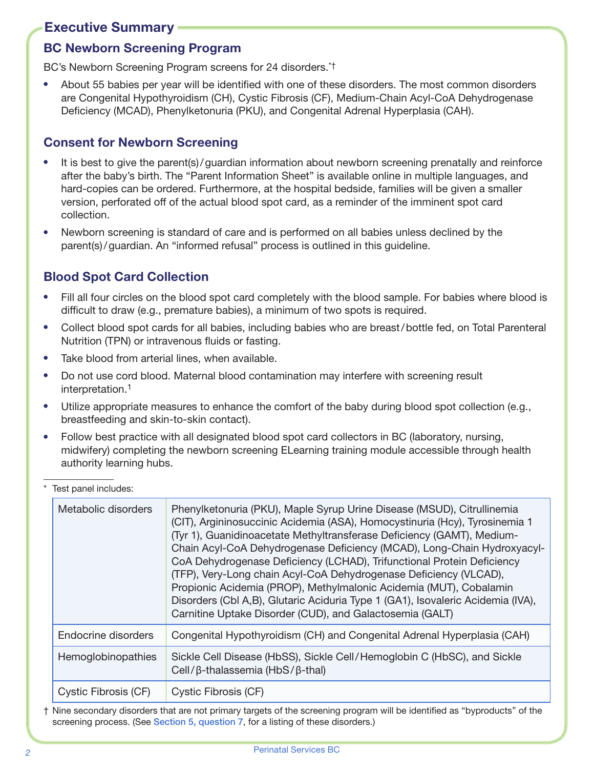## Executive Summary

### BC Newborn Screening Program

BC's Newborn Screening Program screens for 24 disorders.*†

- About 55 babies per year will be identified with one of these disorders. The most common disorders are Congenital Hypothyroidism (CH), Cystic Fibrosis (CF), Medium-Chain Acyl-CoA Dehydrogenase Deficiency (MCAD), Phenylketonuria (PKU), and Congenital Adrenal Hyperplasia (CAH).

### Consent for Newborn Screening

- It is best to give the parent(s)/guardian information about newborn screening prenatally and reinforce after the baby's birth. The "Parent Information Sheet" is available online in multiple languages, and hard-copies can be ordered. Furthermore, at the hospital bedside, families will be given a smaller version, perforated off of the actual blood spot card, as a reminder of the imminent spot card collection.
- Newborn screening is standard of care and is performed on all babies unless declined by the parent(s)/guardian. An "informed refusal" process is outlined in this guideline.

### Blood Spot Card Collection

- Fill all four circles on the blood spot card completely with the blood sample. For babies where blood is difficult to draw (e.g., premature babies), a minimum of two spots is required.
- Collect blood spot cards for all babies, including babies who are breast/bottle fed, on Total Parenteral Nutrition (TPN) or intravenous fluids or fasting.
- Take blood from arterial lines, when available.
- Do not use cord blood. Maternal blood contamination may interfere with screening result interpretation.[1]
- Utilize appropriate measures to enhance the comfort of the baby during blood spot collection (e.g., breastfeeding and skin-to-skin contact).
- Follow best practice with all designated blood spot card collectors in BC (laboratory, nursing, midwifery) completing the newborn screening ELearning training module accessible through health authority learning hubs.

---

* Test panel includes:

| | |
|---|---|
| Metabolic disorders | Phenylketonuria (PKU), Maple Syrup Urine Disease (MSUD), Citrullinemia (CIT), Argininosuccinic Acidemia (ASA), Homocystinuria (Hcy), Tyrosinemia 1 (Tyr 1), Guanidinoacetate Methyltransferase Deficiency (GAMT), Medium-Chain Acyl-CoA Dehydrogenase Deficiency (MCAD), Long-Chain Hydroxyacyl-CoA Dehydrogenase Deficiency (LCHAD), Trifunctional Protein Deficiency (TFP), Very-Long chain Acyl-CoA Dehydrogenase Deficiency (VLCAD), Propionic Acidemia (PROP), Methylmalonic Acidemia (MUT), Cobalamin Disorders (Cbl A,B), Glutaric Aciduria Type 1 (GA1), Isovaleric Acidemia (IVA), Carnitine Uptake Disorder (CUD), and Galactosemia (GALT) |
| Endocrine disorders | Congenital Hypothyroidism (CH) and Congenital Adrenal Hyperplasia (CAH) |
| Hemoglobinopathies | Sickle Cell Disease (HbSS), Sickle Cell/Hemoglobin C (HbSC), and Sickle Cell/β-thalassemia (HbS/β-thal) |
| Cystic Fibrosis (CF) | Cystic Fibrosis (CF) |

† Nine secondary disorders that are not primary targets of the screening program will be identified as "byproducts" of the screening process. (See Section 5, question 7, for a listing of these disorders.)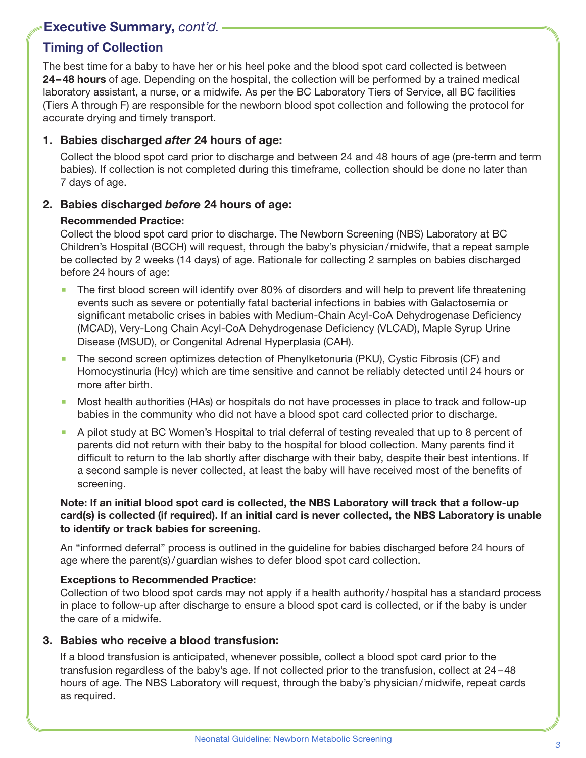## Executive Summary, *cont'd.*

### Timing of Collection

The best time for a baby to have her or his heel poke and the blood spot card collected is between **24–48 hours** of age. Depending on the hospital, the collection will be performed by a trained medical laboratory assistant, a nurse, or a midwife. As per the BC Laboratory Tiers of Service, all BC facilities (Tiers A through F) are responsible for the newborn blood spot collection and following the protocol for accurate drying and timely transport.

1. **Babies discharged *after* 24 hours of age:**

   Collect the blood spot card prior to discharge and between 24 and 48 hours of age (pre-term and term babies). If collection is not completed during this timeframe, collection should be done no later than 7 days of age.

2. **Babies discharged *before* 24 hours of age:**

   **Recommended Practice:**
   Collect the blood spot card prior to discharge. The Newborn Screening (NBS) Laboratory at BC Children's Hospital (BCCH) will request, through the baby's physician/midwife, that a repeat sample be collected by 2 weeks (14 days) of age. Rationale for collecting 2 samples on babies discharged before 24 hours of age:

   - The first blood screen will identify over 80% of disorders and will help to prevent life threatening events such as severe or potentially fatal bacterial infections in babies with Galactosemia or significant metabolic crises in babies with Medium-Chain Acyl-CoA Dehydrogenase Deficiency (MCAD), Very-Long Chain Acyl-CoA Dehydrogenase Deficiency (VLCAD), Maple Syrup Urine Disease (MSUD), or Congenital Adrenal Hyperplasia (CAH).
   - The second screen optimizes detection of Phenylketonuria (PKU), Cystic Fibrosis (CF) and Homocystinuria (Hcy) which are time sensitive and cannot be reliably detected until 24 hours or more after birth.
   - Most health authorities (HAs) or hospitals do not have processes in place to track and follow-up babies in the community who did not have a blood spot card collected prior to discharge.
   - A pilot study at BC Women's Hospital to trial deferral of testing revealed that up to 8 percent of parents did not return with their baby to the hospital for blood collection. Many parents find it difficult to return to the lab shortly after discharge with their baby, despite their best intentions. If a second sample is never collected, at least the baby will have received most of the benefits of screening.

   **Note: If an initial blood spot card is collected, the NBS Laboratory will track that a follow-up card(s) is collected (if required). If an initial card is never collected, the NBS Laboratory is unable to identify or track babies for screening.**

   An "informed deferral" process is outlined in the guideline for babies discharged before 24 hours of age where the parent(s)/guardian wishes to defer blood spot card collection.

   **Exceptions to Recommended Practice:**
   Collection of two blood spot cards may not apply if a health authority/hospital has a standard process in place to follow-up after discharge to ensure a blood spot card is collected, or if the baby is under the care of a midwife.

3. **Babies who receive a blood transfusion:**

   If a blood transfusion is anticipated, whenever possible, collect a blood spot card prior to the transfusion regardless of the baby's age. If not collected prior to the transfusion, collect at 24–48 hours of age. The NBS Laboratory will request, through the baby's physician/midwife, repeat cards as required.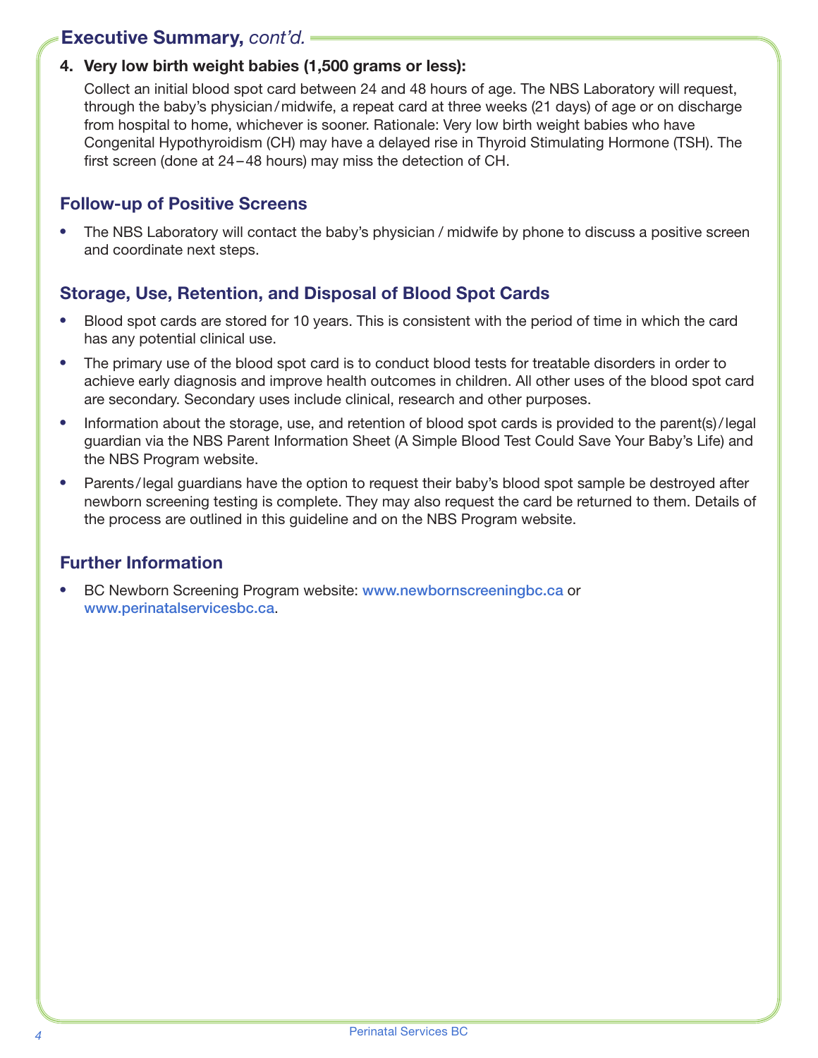## Executive Summary, *cont'd.*

4. **Very low birth weight babies (1,500 grams or less):**

   Collect an initial blood spot card between 24 and 48 hours of age. The NBS Laboratory will request, through the baby's physician / midwife, a repeat card at three weeks (21 days) of age or on discharge from hospital to home, whichever is sooner. Rationale: Very low birth weight babies who have Congenital Hypothyroidism (CH) may have a delayed rise in Thyroid Stimulating Hormone (TSH). The first screen (done at 24–48 hours) may miss the detection of CH.

### Follow-up of Positive Screens

- The NBS Laboratory will contact the baby's physician / midwife by phone to discuss a positive screen and coordinate next steps.

### Storage, Use, Retention, and Disposal of Blood Spot Cards

- Blood spot cards are stored for 10 years. This is consistent with the period of time in which the card has any potential clinical use.
- The primary use of the blood spot card is to conduct blood tests for treatable disorders in order to achieve early diagnosis and improve health outcomes in children. All other uses of the blood spot card are secondary. Secondary uses include clinical, research and other purposes.
- Information about the storage, use, and retention of blood spot cards is provided to the parent(s) / legal guardian via the NBS Parent Information Sheet (A Simple Blood Test Could Save Your Baby's Life) and the NBS Program website.
- Parents / legal guardians have the option to request their baby's blood spot sample be destroyed after newborn screening testing is complete. They may also request the card be returned to them. Details of the process are outlined in this guideline and on the NBS Program website.

### Further Information

- BC Newborn Screening Program website: www.newbornscreeningbc.ca or www.perinatalservicesbc.ca.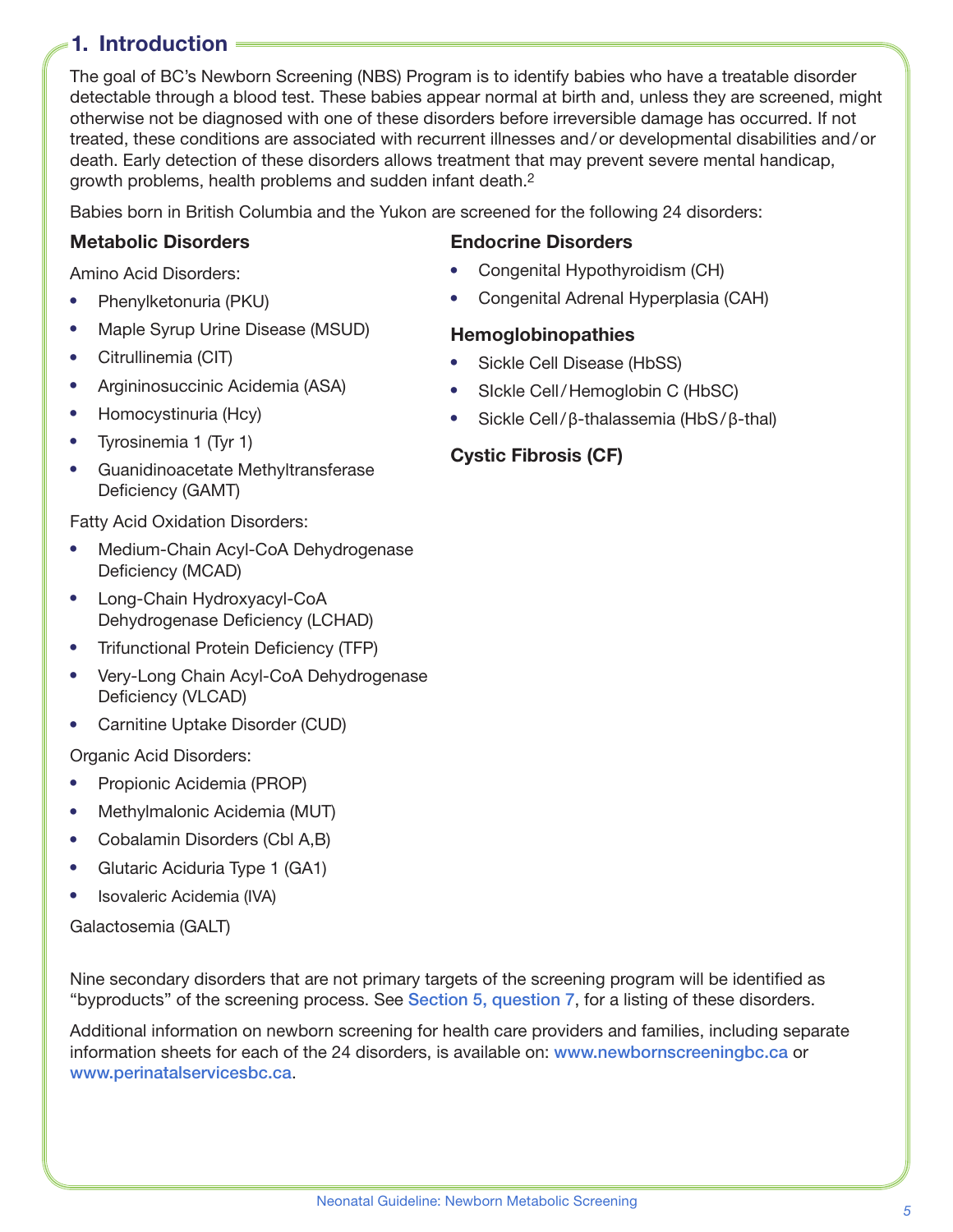## 1. Introduction

The goal of BC's Newborn Screening (NBS) Program is to identify babies who have a treatable disorder detectable through a blood test. These babies appear normal at birth and, unless they are screened, might otherwise not be diagnosed with one of these disorders before irreversible damage has occurred. If not treated, these conditions are associated with recurrent illnesses and/or developmental disabilities and/or death. Early detection of these disorders allows treatment that may prevent severe mental handicap, growth problems, health problems and sudden infant death.[2]

Babies born in British Columbia and the Yukon are screened for the following 24 disorders:

### Metabolic Disorders

Amino Acid Disorders:

- Phenylketonuria (PKU)
- Maple Syrup Urine Disease (MSUD)
- Citrullinemia (CIT)
- Argininosuccinic Acidemia (ASA)
- Homocystinuria (Hcy)
- Tyrosinemia 1 (Tyr 1)
- Guanidinoacetate Methyltransferase Deficiency (GAMT)

Fatty Acid Oxidation Disorders:

- Medium-Chain Acyl-CoA Dehydrogenase Deficiency (MCAD)
- Long-Chain Hydroxyacyl-CoA Dehydrogenase Deficiency (LCHAD)
- Trifunctional Protein Deficiency (TFP)
- Very-Long Chain Acyl-CoA Dehydrogenase Deficiency (VLCAD)
- Carnitine Uptake Disorder (CUD)

Organic Acid Disorders:

- Propionic Acidemia (PROP)
- Methylmalonic Acidemia (MUT)
- Cobalamin Disorders (Cbl A,B)
- Glutaric Aciduria Type 1 (GA1)
- Isovaleric Acidemia (IVA)

Galactosemia (GALT)

### Endocrine Disorders

- Congenital Hypothyroidism (CH)
- Congenital Adrenal Hyperplasia (CAH)

### Hemoglobinopathies

- Sickle Cell Disease (HbSS)
- SIckle Cell/Hemoglobin C (HbSC)
- Sickle Cell/β-thalassemia (HbS/β-thal)

### Cystic Fibrosis (CF)

Nine secondary disorders that are not primary targets of the screening program will be identified as "byproducts" of the screening process. See Section 5, question 7, for a listing of these disorders.

Additional information on newborn screening for health care providers and families, including separate information sheets for each of the 24 disorders, is available on: www.newbornscreeningbc.ca or www.perinatalservicesbc.ca.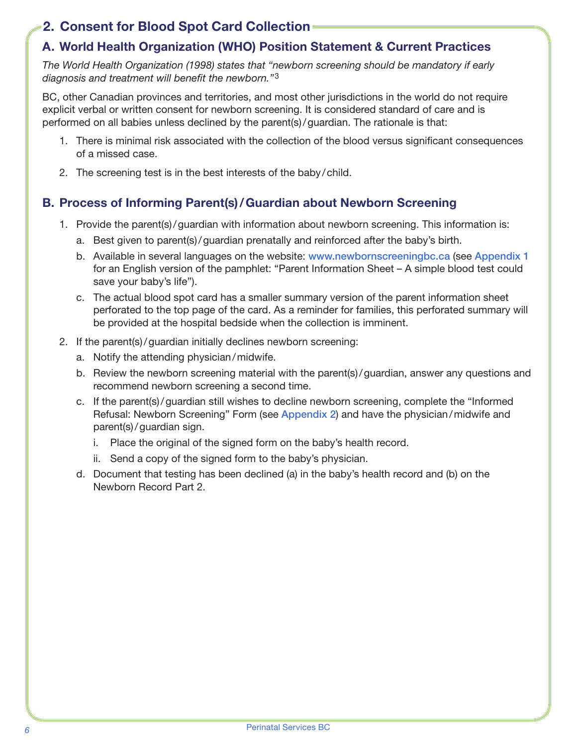## 2. Consent for Blood Spot Card Collection

### A. World Health Organization (WHO) Position Statement & Current Practices

*The World Health Organization (1998) states that "newborn screening should be mandatory if early diagnosis and treatment will benefit the newborn."*[3]

BC, other Canadian provinces and territories, and most other jurisdictions in the world do not require explicit verbal or written consent for newborn screening. It is considered standard of care and is performed on all babies unless declined by the parent(s)/guardian. The rationale is that:

1. There is minimal risk associated with the collection of the blood versus significant consequences of a missed case.
2. The screening test is in the best interests of the baby/child.

### B. Process of Informing Parent(s)/Guardian about Newborn Screening

1. Provide the parent(s)/guardian with information about newborn screening. This information is:
   a. Best given to parent(s)/guardian prenatally and reinforced after the baby's birth.
   b. Available in several languages on the website: www.newbornscreeningbc.ca (see Appendix 1 for an English version of the pamphlet: "Parent Information Sheet – A simple blood test could save your baby's life").
   c. The actual blood spot card has a smaller summary version of the parent information sheet perforated to the top page of the card. As a reminder for families, this perforated summary will be provided at the hospital bedside when the collection is imminent.
2. If the parent(s)/guardian initially declines newborn screening:
   a. Notify the attending physician/midwife.
   b. Review the newborn screening material with the parent(s)/guardian, answer any questions and recommend newborn screening a second time.
   c. If the parent(s)/guardian still wishes to decline newborn screening, complete the "Informed Refusal: Newborn Screening" Form (see Appendix 2) and have the physician/midwife and parent(s)/guardian sign.
      i. Place the original of the signed form on the baby's health record.
      ii. Send a copy of the signed form to the baby's physician.
   d. Document that testing has been declined (a) in the baby's health record and (b) on the Newborn Record Part 2.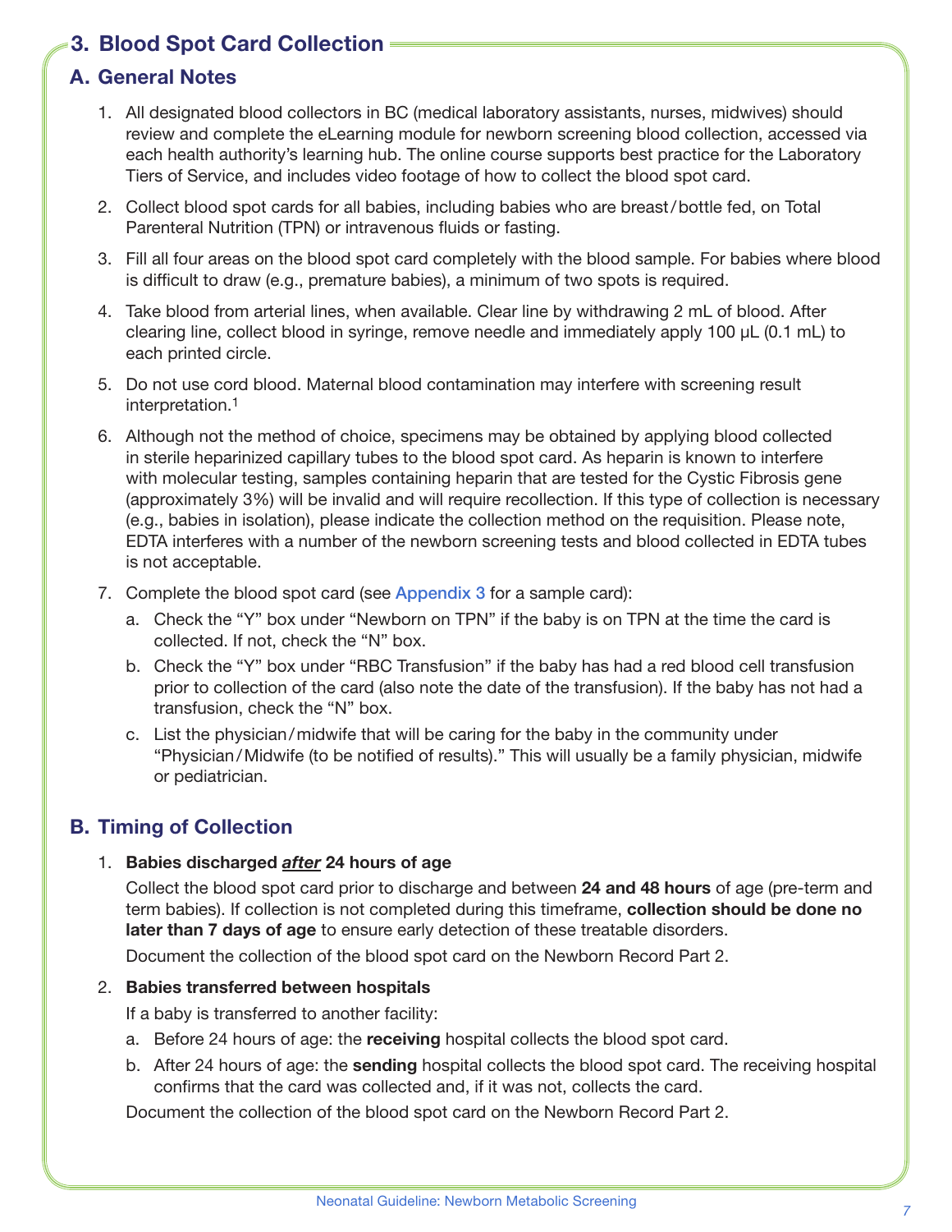## 3. Blood Spot Card Collection

### A. General Notes

1. All designated blood collectors in BC (medical laboratory assistants, nurses, midwives) should review and complete the eLearning module for newborn screening blood collection, accessed via each health authority's learning hub. The online course supports best practice for the Laboratory Tiers of Service, and includes video footage of how to collect the blood spot card.
2. Collect blood spot cards for all babies, including babies who are breast/bottle fed, on Total Parenteral Nutrition (TPN) or intravenous fluids or fasting.
3. Fill all four areas on the blood spot card completely with the blood sample. For babies where blood is difficult to draw (e.g., premature babies), a minimum of two spots is required.
4. Take blood from arterial lines, when available. Clear line by withdrawing 2 mL of blood. After clearing line, collect blood in syringe, remove needle and immediately apply 100 μL (0.1 mL) to each printed circle.
5. Do not use cord blood. Maternal blood contamination may interfere with screening result interpretation.[1]
6. Although not the method of choice, specimens may be obtained by applying blood collected in sterile heparinized capillary tubes to the blood spot card. As heparin is known to interfere with molecular testing, samples containing heparin that are tested for the Cystic Fibrosis gene (approximately 3%) will be invalid and will require recollection. If this type of collection is necessary (e.g., babies in isolation), please indicate the collection method on the requisition. Please note, EDTA interferes with a number of the newborn screening tests and blood collected in EDTA tubes is not acceptable.
7. Complete the blood spot card (see Appendix 3 for a sample card):
   a. Check the "Y" box under "Newborn on TPN" if the baby is on TPN at the time the card is collected. If not, check the "N" box.
   b. Check the "Y" box under "RBC Transfusion" if the baby has had a red blood cell transfusion prior to collection of the card (also note the date of the transfusion). If the baby has not had a transfusion, check the "N" box.
   c. List the physician/midwife that will be caring for the baby in the community under "Physician/Midwife (to be notified of results)." This will usually be a family physician, midwife or pediatrician.

### B. Timing of Collection

1. **Babies discharged _after_ 24 hours of age**

   Collect the blood spot card prior to discharge and between **24 and 48 hours** of age (pre-term and term babies). If collection is not completed during this timeframe, **collection should be done no later than 7 days of age** to ensure early detection of these treatable disorders.

   Document the collection of the blood spot card on the Newborn Record Part 2.

2. **Babies transferred between hospitals**

   If a baby is transferred to another facility:

   a. Before 24 hours of age: the **receiving** hospital collects the blood spot card.
   b. After 24 hours of age: the **sending** hospital collects the blood spot card. The receiving hospital confirms that the card was collected and, if it was not, collects the card.

   Document the collection of the blood spot card on the Newborn Record Part 2.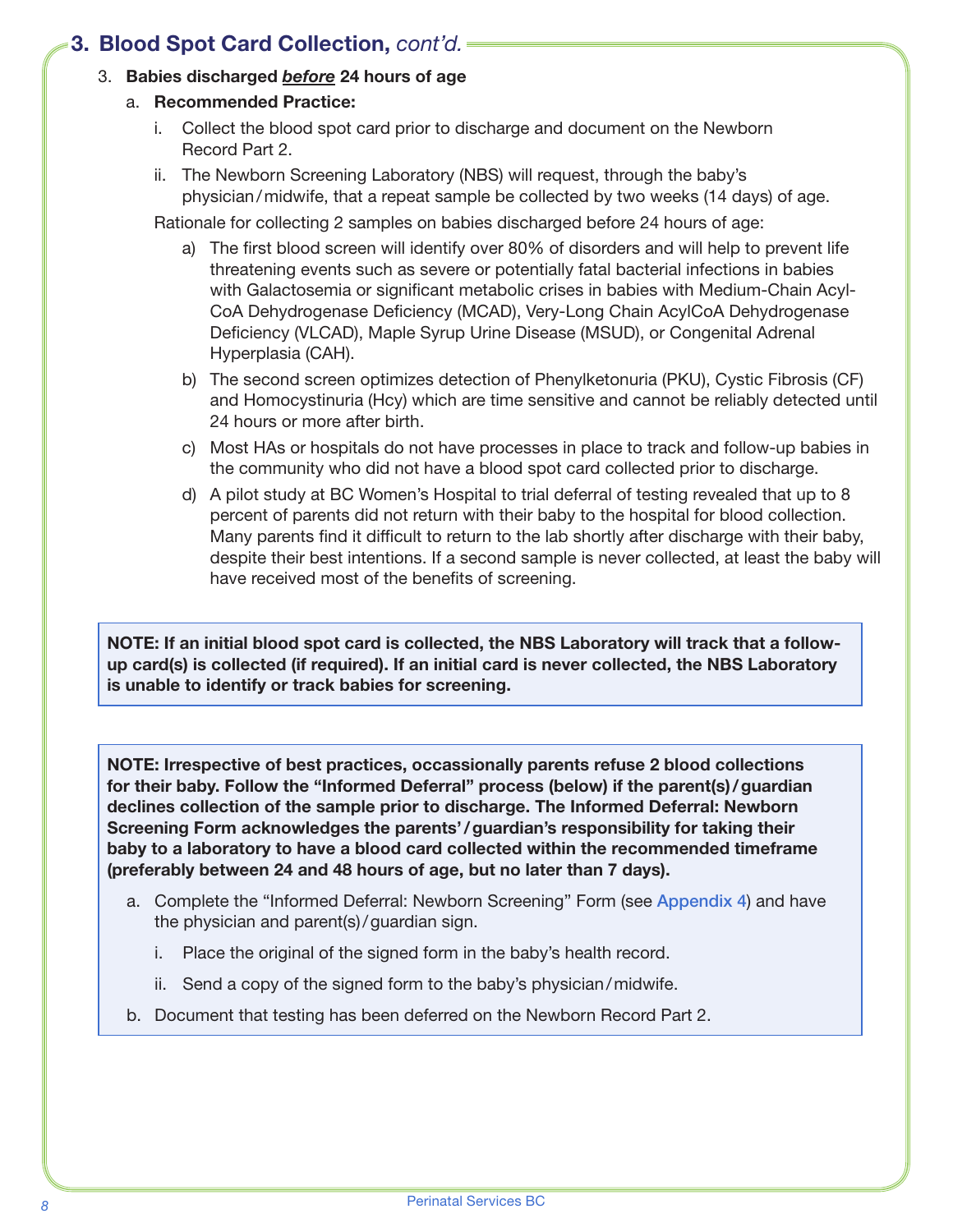## 3. Blood Spot Card Collection, *cont'd.*

3. **Babies discharged *before* 24 hours of age**

   a. **Recommended Practice:**

      i. Collect the blood spot card prior to discharge and document on the Newborn Record Part 2.

      ii. The Newborn Screening Laboratory (NBS) will request, through the baby's physician/midwife, that a repeat sample be collected by two weeks (14 days) of age.

   Rationale for collecting 2 samples on babies discharged before 24 hours of age:

      a) The first blood screen will identify over 80% of disorders and will help to prevent life threatening events such as severe or potentially fatal bacterial infections in babies with Galactosemia or significant metabolic crises in babies with Medium-Chain Acyl-CoA Dehydrogenase Deficiency (MCAD), Very-Long Chain AcylCoA Dehydrogenase Deficiency (VLCAD), Maple Syrup Urine Disease (MSUD), or Congenital Adrenal Hyperplasia (CAH).

      b) The second screen optimizes detection of Phenylketonuria (PKU), Cystic Fibrosis (CF) and Homocystinuria (Hcy) which are time sensitive and cannot be reliably detected until 24 hours or more after birth.

      c) Most HAs or hospitals do not have processes in place to track and follow-up babies in the community who did not have a blood spot card collected prior to discharge.

      d) A pilot study at BC Women's Hospital to trial deferral of testing revealed that up to 8 percent of parents did not return with their baby to the hospital for blood collection. Many parents find it difficult to return to the lab shortly after discharge with their baby, despite their best intentions. If a second sample is never collected, at least the baby will have received most of the benefits of screening.

> **NOTE: If an initial blood spot card is collected, the NBS Laboratory will track that a follow-up card(s) is collected (if required). If an initial card is never collected, the NBS Laboratory is unable to identify or track babies for screening.**

> **NOTE: Irrespective of best practices, occassionally parents refuse 2 blood collections for their baby. Follow the "Informed Deferral" process (below) if the parent(s)/guardian declines collection of the sample prior to discharge. The Informed Deferral: Newborn Screening Form acknowledges the parents'/guardian's responsibility for taking their baby to a laboratory to have a blood card collected within the recommended timeframe (preferably between 24 and 48 hours of age, but no later than 7 days).**
>
> a. Complete the "Informed Deferral: Newborn Screening" Form (see Appendix 4) and have the physician and parent(s)/guardian sign.
>
>    i. Place the original of the signed form in the baby's health record.
>
>    ii. Send a copy of the signed form to the baby's physician/midwife.
>
> b. Document that testing has been deferred on the Newborn Record Part 2.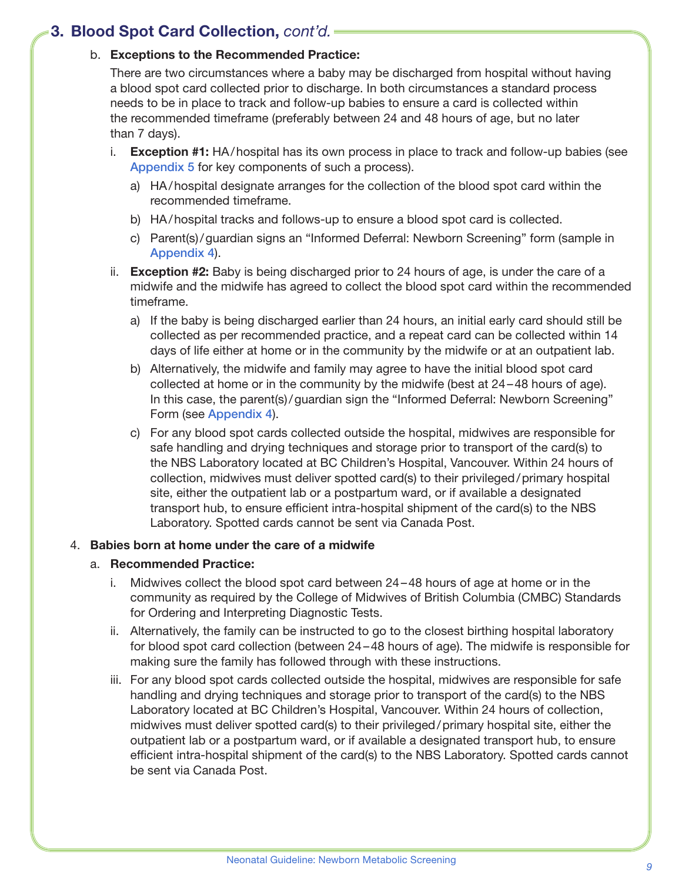## 3. Blood Spot Card Collection, *cont'd.*

b. **Exceptions to the Recommended Practice:**

There are two circumstances where a baby may be discharged from hospital without having a blood spot card collected prior to discharge. In both circumstances a standard process needs to be in place to track and follow-up babies to ensure a card is collected within the recommended timeframe (preferably between 24 and 48 hours of age, but no later than 7 days).

i. **Exception #1:** HA/hospital has its own process in place to track and follow-up babies (see Appendix 5 for key components of such a process).

a) HA/hospital designate arranges for the collection of the blood spot card within the recommended timeframe.

b) HA/hospital tracks and follows-up to ensure a blood spot card is collected.

c) Parent(s)/guardian signs an "Informed Deferral: Newborn Screening" form (sample in Appendix 4).

ii. **Exception #2:** Baby is being discharged prior to 24 hours of age, is under the care of a midwife and the midwife has agreed to collect the blood spot card within the recommended timeframe.

a) If the baby is being discharged earlier than 24 hours, an initial early card should still be collected as per recommended practice, and a repeat card can be collected within 14 days of life either at home or in the community by the midwife or at an outpatient lab.

b) Alternatively, the midwife and family may agree to have the initial blood spot card collected at home or in the community by the midwife (best at 24–48 hours of age). In this case, the parent(s)/guardian sign the "Informed Deferral: Newborn Screening" Form (see Appendix 4).

c) For any blood spot cards collected outside the hospital, midwives are responsible for safe handling and drying techniques and storage prior to transport of the card(s) to the NBS Laboratory located at BC Children's Hospital, Vancouver. Within 24 hours of collection, midwives must deliver spotted card(s) to their privileged/primary hospital site, either the outpatient lab or a postpartum ward, or if available a designated transport hub, to ensure efficient intra-hospital shipment of the card(s) to the NBS Laboratory. Spotted cards cannot be sent via Canada Post.

4. **Babies born at home under the care of a midwife**

a. **Recommended Practice:**

i. Midwives collect the blood spot card between 24–48 hours of age at home or in the community as required by the College of Midwives of British Columbia (CMBC) Standards for Ordering and Interpreting Diagnostic Tests.

ii. Alternatively, the family can be instructed to go to the closest birthing hospital laboratory for blood spot card collection (between 24–48 hours of age). The midwife is responsible for making sure the family has followed through with these instructions.

iii. For any blood spot cards collected outside the hospital, midwives are responsible for safe handling and drying techniques and storage prior to transport of the card(s) to the NBS Laboratory located at BC Children's Hospital, Vancouver. Within 24 hours of collection, midwives must deliver spotted card(s) to their privileged/primary hospital site, either the outpatient lab or a postpartum ward, or if available a designated transport hub, to ensure efficient intra-hospital shipment of the card(s) to the NBS Laboratory. Spotted cards cannot be sent via Canada Post.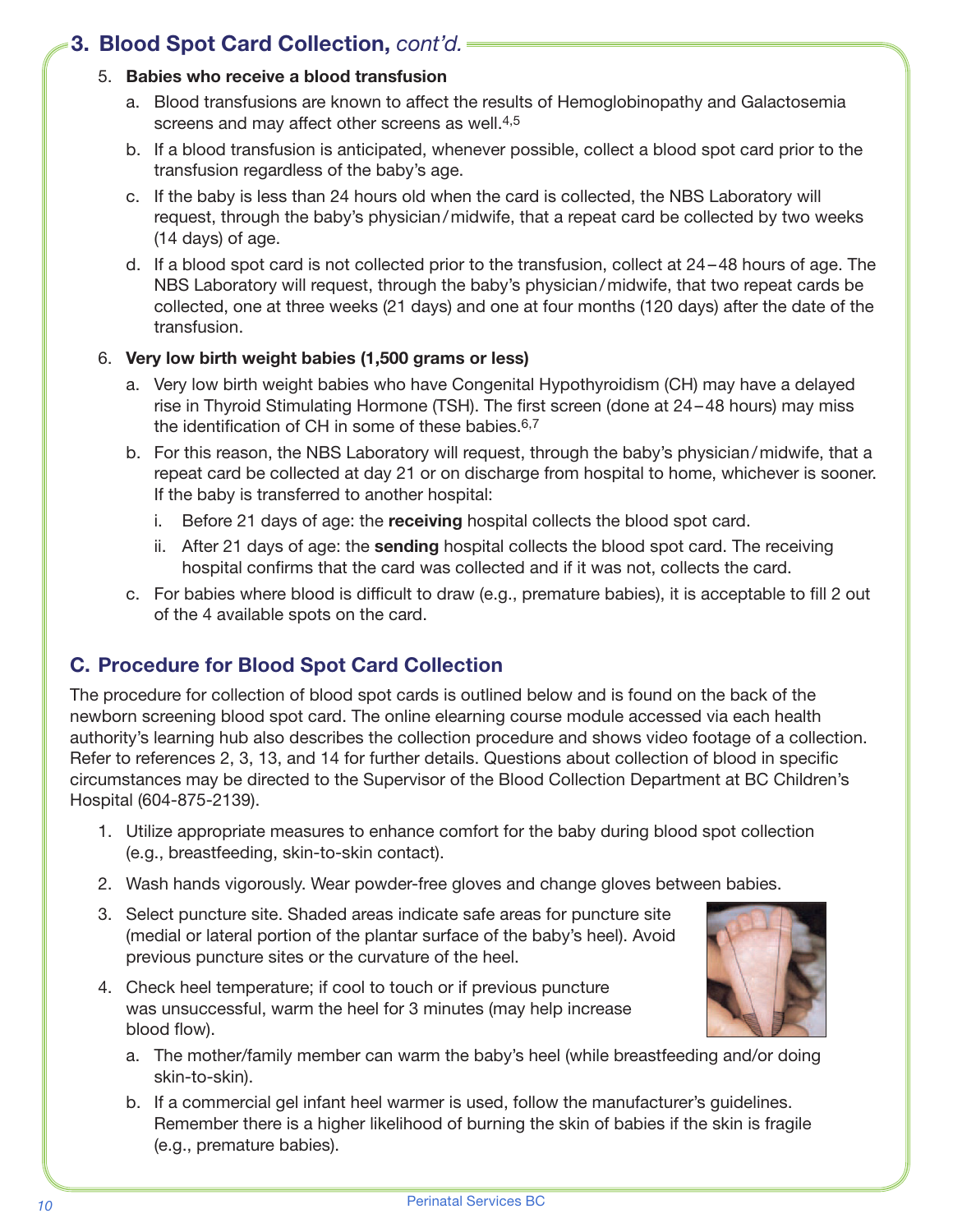## 3. Blood Spot Card Collection, *cont'd.*

5. **Babies who receive a blood transfusion**
   a. Blood transfusions are known to affect the results of Hemoglobinopathy and Galactosemia screens and may affect other screens as well.[4,5]
   b. If a blood transfusion is anticipated, whenever possible, collect a blood spot card prior to the transfusion regardless of the baby's age.
   c. If the baby is less than 24 hours old when the card is collected, the NBS Laboratory will request, through the baby's physician/midwife, that a repeat card be collected by two weeks (14 days) of age.
   d. If a blood spot card is not collected prior to the transfusion, collect at 24–48 hours of age. The NBS Laboratory will request, through the baby's physician/midwife, that two repeat cards be collected, one at three weeks (21 days) and one at four months (120 days) after the date of the transfusion.

6. **Very low birth weight babies (1,500 grams or less)**
   a. Very low birth weight babies who have Congenital Hypothyroidism (CH) may have a delayed rise in Thyroid Stimulating Hormone (TSH). The first screen (done at 24–48 hours) may miss the identification of CH in some of these babies.[6,7]
   b. For this reason, the NBS Laboratory will request, through the baby's physician/midwife, that a repeat card be collected at day 21 or on discharge from hospital to home, whichever is sooner. If the baby is transferred to another hospital:
      i. Before 21 days of age: the **receiving** hospital collects the blood spot card.
      ii. After 21 days of age: the **sending** hospital collects the blood spot card. The receiving hospital confirms that the card was collected and if it was not, collects the card.
   c. For babies where blood is difficult to draw (e.g., premature babies), it is acceptable to fill 2 out of the 4 available spots on the card.

## C. Procedure for Blood Spot Card Collection

The procedure for collection of blood spot cards is outlined below and is found on the back of the newborn screening blood spot card. The online elearning course module accessed via each health authority's learning hub also describes the collection procedure and shows video footage of a collection. Refer to references 2, 3, 13, and 14 for further details. Questions about collection of blood in specific circumstances may be directed to the Supervisor of the Blood Collection Department at BC Children's Hospital (604-875-2139).

1. Utilize appropriate measures to enhance comfort for the baby during blood spot collection (e.g., breastfeeding, skin-to-skin contact).
2. Wash hands vigorously. Wear powder-free gloves and change gloves between babies.
3. Select puncture site. Shaded areas indicate safe areas for puncture site (medial or lateral portion of the plantar surface of the baby's heel). Avoid previous puncture sites or the curvature of the heel.
4. Check heel temperature; if cool to touch or if previous puncture was unsuccessful, warm the heel for 3 minutes (may help increase blood flow).
   a. The mother/family member can warm the baby's heel (while breastfeeding and/or doing skin-to-skin).
   b. If a commercial gel infant heel warmer is used, follow the manufacturer's guidelines. Remember there is a higher likelihood of burning the skin of babies if the skin is fragile (e.g., premature babies).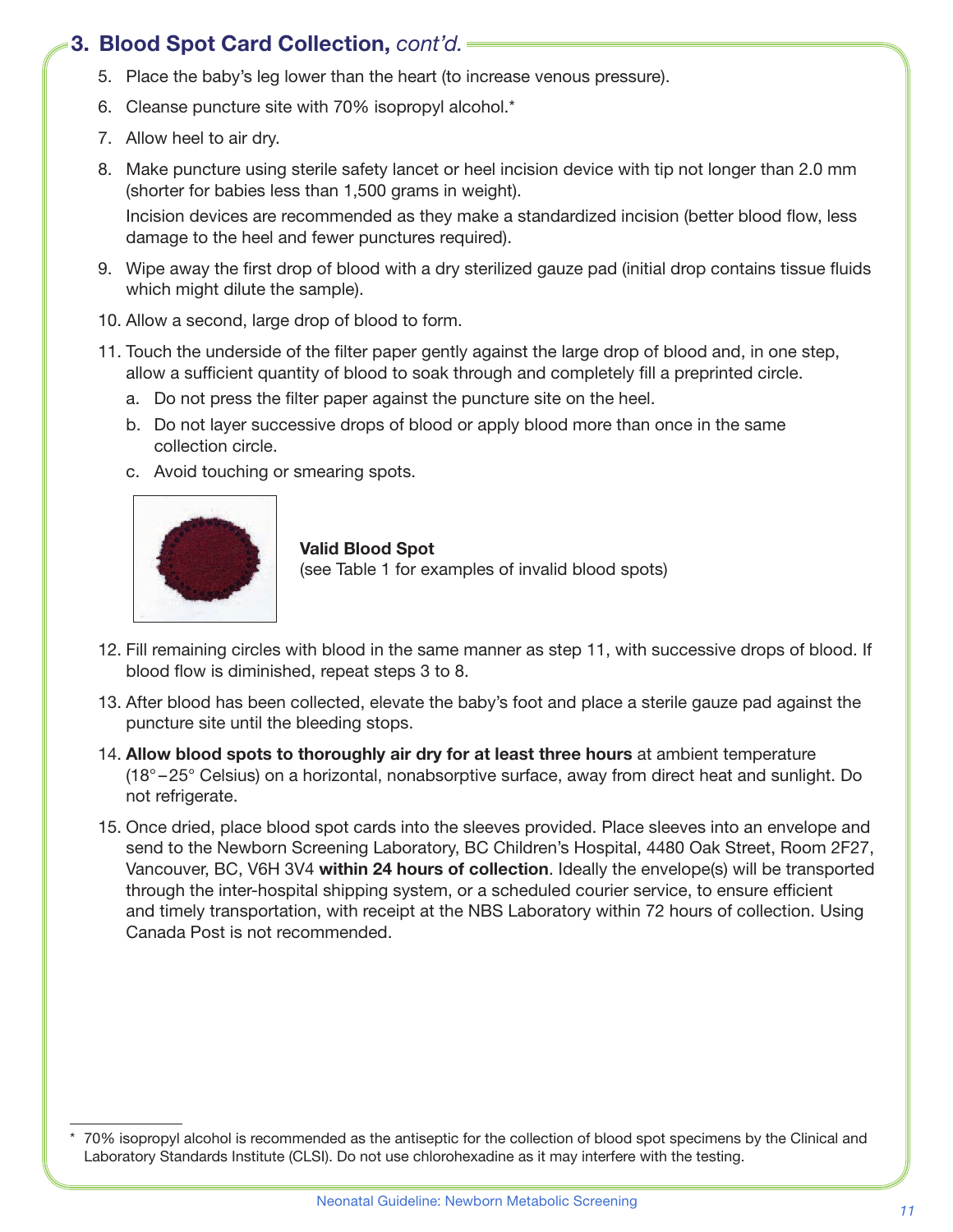## 3. Blood Spot Card Collection, *cont'd.*

5. Place the baby's leg lower than the heart (to increase venous pressure).
6. Cleanse puncture site with 70% isopropyl alcohol.*
7. Allow heel to air dry.
8. Make puncture using sterile safety lancet or heel incision device with tip not longer than 2.0 mm (shorter for babies less than 1,500 grams in weight).

   Incision devices are recommended as they make a standardized incision (better blood flow, less damage to the heel and fewer punctures required).
9. Wipe away the first drop of blood with a dry sterilized gauze pad (initial drop contains tissue fluids which might dilute the sample).
10. Allow a second, large drop of blood to form.
11. Touch the underside of the filter paper gently against the large drop of blood and, in one step, allow a sufficient quantity of blood to soak through and completely fill a preprinted circle.
    a. Do not press the filter paper against the puncture site on the heel.
    b. Do not layer successive drops of blood or apply blood more than once in the same collection circle.
    c. Avoid touching or smearing spots.

**Valid Blood Spot**
(see Table 1 for examples of invalid blood spots)

12. Fill remaining circles with blood in the same manner as step 11, with successive drops of blood. If blood flow is diminished, repeat steps 3 to 8.
13. After blood has been collected, elevate the baby's foot and place a sterile gauze pad against the puncture site until the bleeding stops.
14. **Allow blood spots to thoroughly air dry for at least three hours** at ambient temperature (18°–25° Celsius) on a horizontal, nonabsorptive surface, away from direct heat and sunlight. Do not refrigerate.
15. Once dried, place blood spot cards into the sleeves provided. Place sleeves into an envelope and send to the Newborn Screening Laboratory, BC Children's Hospital, 4480 Oak Street, Room 2F27, Vancouver, BC, V6H 3V4 **within 24 hours of collection**. Ideally the envelope(s) will be transported through the inter-hospital shipping system, or a scheduled courier service, to ensure efficient and timely transportation, with receipt at the NBS Laboratory within 72 hours of collection. Using Canada Post is not recommended.

\* 70% isopropyl alcohol is recommended as the antiseptic for the collection of blood spot specimens by the Clinical and Laboratory Standards Institute (CLSI). Do not use chlorohexadine as it may interfere with the testing.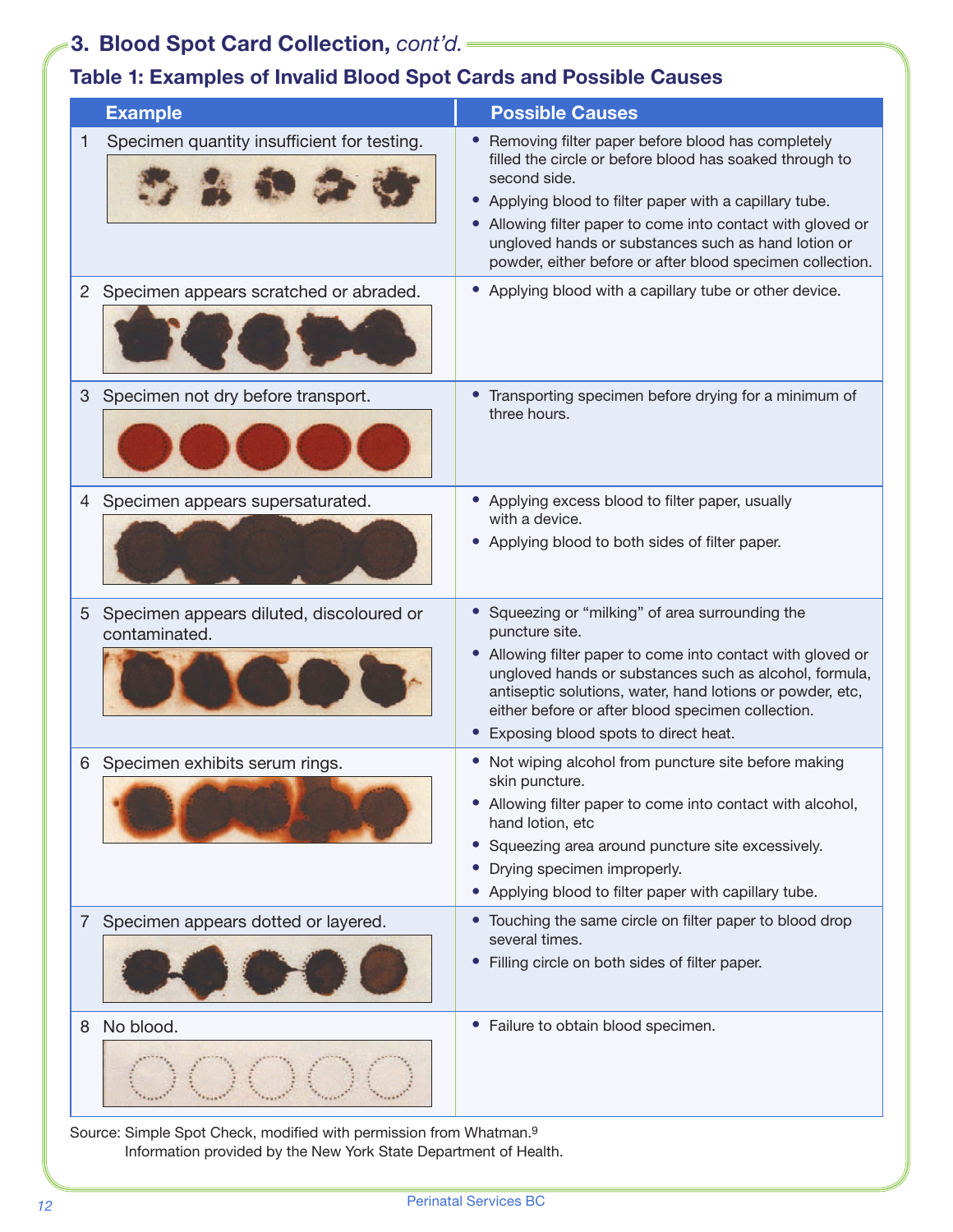## 3. Blood Spot Card Collection, *cont'd.*

### Table 1: Examples of Invalid Blood Spot Cards and Possible Causes

| Example | Possible Causes |
|---|---|
| 1 Specimen quantity insufficient for testing. | • Removing filter paper before blood has completely filled the circle or before blood has soaked through to second side.<br>• Applying blood to filter paper with a capillary tube.<br>• Allowing filter paper to come into contact with gloved or ungloved hands or substances such as hand lotion or powder, either before or after blood specimen collection. |
| 2 Specimen appears scratched or abraded. | • Applying blood with a capillary tube or other device. |
| 3 Specimen not dry before transport. | • Transporting specimen before drying for a minimum of three hours. |
| 4 Specimen appears supersaturated. | • Applying excess blood to filter paper, usually with a device.<br>• Applying blood to both sides of filter paper. |
| 5 Specimen appears diluted, discoloured or contaminated. | • Squeezing or "milking" of area surrounding the puncture site.<br>• Allowing filter paper to come into contact with gloved or ungloved hands or substances such as alcohol, formula, antiseptic solutions, water, hand lotions or powder, etc, either before or after blood specimen collection.<br>• Exposing blood spots to direct heat. |
| 6 Specimen exhibits serum rings. | • Not wiping alcohol from puncture site before making skin puncture.<br>• Allowing filter paper to come into contact with alcohol, hand lotion, etc<br>• Squeezing area around puncture site excessively.<br>• Drying specimen improperly.<br>• Applying blood to filter paper with capillary tube. |
| 7 Specimen appears dotted or layered. | • Touching the same circle on filter paper to blood drop several times.<br>• Filling circle on both sides of filter paper. |
| 8 No blood. | • Failure to obtain blood specimen. |

Source: Simple Spot Check, modified with permission from Whatman.[9]
Information provided by the New York State Department of Health.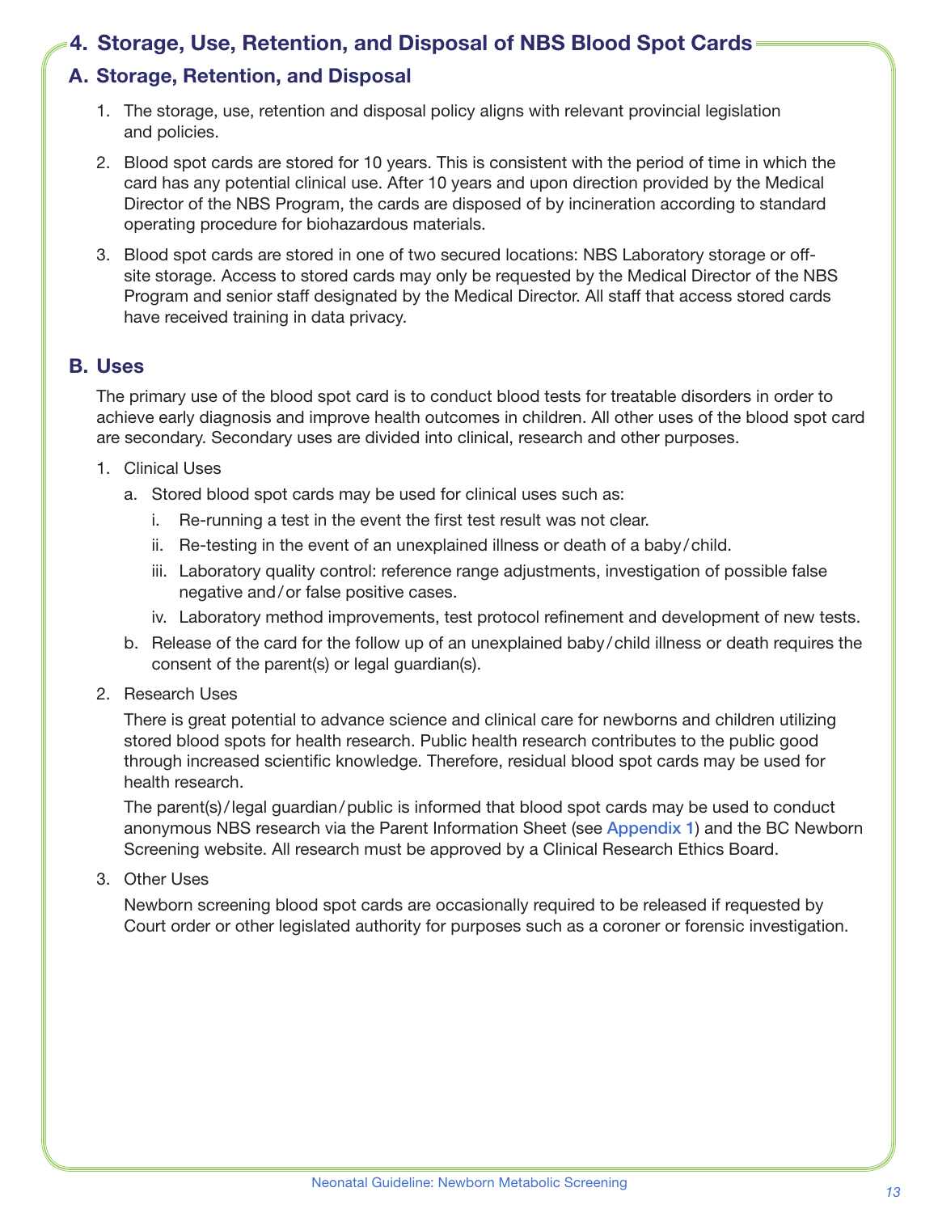## 4. Storage, Use, Retention, and Disposal of NBS Blood Spot Cards

### A. Storage, Retention, and Disposal

1. The storage, use, retention and disposal policy aligns with relevant provincial legislation and policies.
2. Blood spot cards are stored for 10 years. This is consistent with the period of time in which the card has any potential clinical use. After 10 years and upon direction provided by the Medical Director of the NBS Program, the cards are disposed of by incineration according to standard operating procedure for biohazardous materials.
3. Blood spot cards are stored in one of two secured locations: NBS Laboratory storage or off-site storage. Access to stored cards may only be requested by the Medical Director of the NBS Program and senior staff designated by the Medical Director. All staff that access stored cards have received training in data privacy.

### B. Uses

The primary use of the blood spot card is to conduct blood tests for treatable disorders in order to achieve early diagnosis and improve health outcomes in children. All other uses of the blood spot card are secondary. Secondary uses are divided into clinical, research and other purposes.

1. Clinical Uses
   a. Stored blood spot cards may be used for clinical uses such as:
      i. Re-running a test in the event the first test result was not clear.
      ii. Re-testing in the event of an unexplained illness or death of a baby/child.
      iii. Laboratory quality control: reference range adjustments, investigation of possible false negative and/or false positive cases.
      iv. Laboratory method improvements, test protocol refinement and development of new tests.

   b. Release of the card for the follow up of an unexplained baby/child illness or death requires the consent of the parent(s) or legal guardian(s).

2. Research Uses

   There is great potential to advance science and clinical care for newborns and children utilizing stored blood spots for health research. Public health research contributes to the public good through increased scientific knowledge. Therefore, residual blood spot cards may be used for health research.

   The parent(s)/legal guardian/public is informed that blood spot cards may be used to conduct anonymous NBS research via the Parent Information Sheet (see Appendix 1) and the BC Newborn Screening website. All research must be approved by a Clinical Research Ethics Board.

3. Other Uses

   Newborn screening blood spot cards are occasionally required to be released if requested by Court order or other legislated authority for purposes such as a coroner or forensic investigation.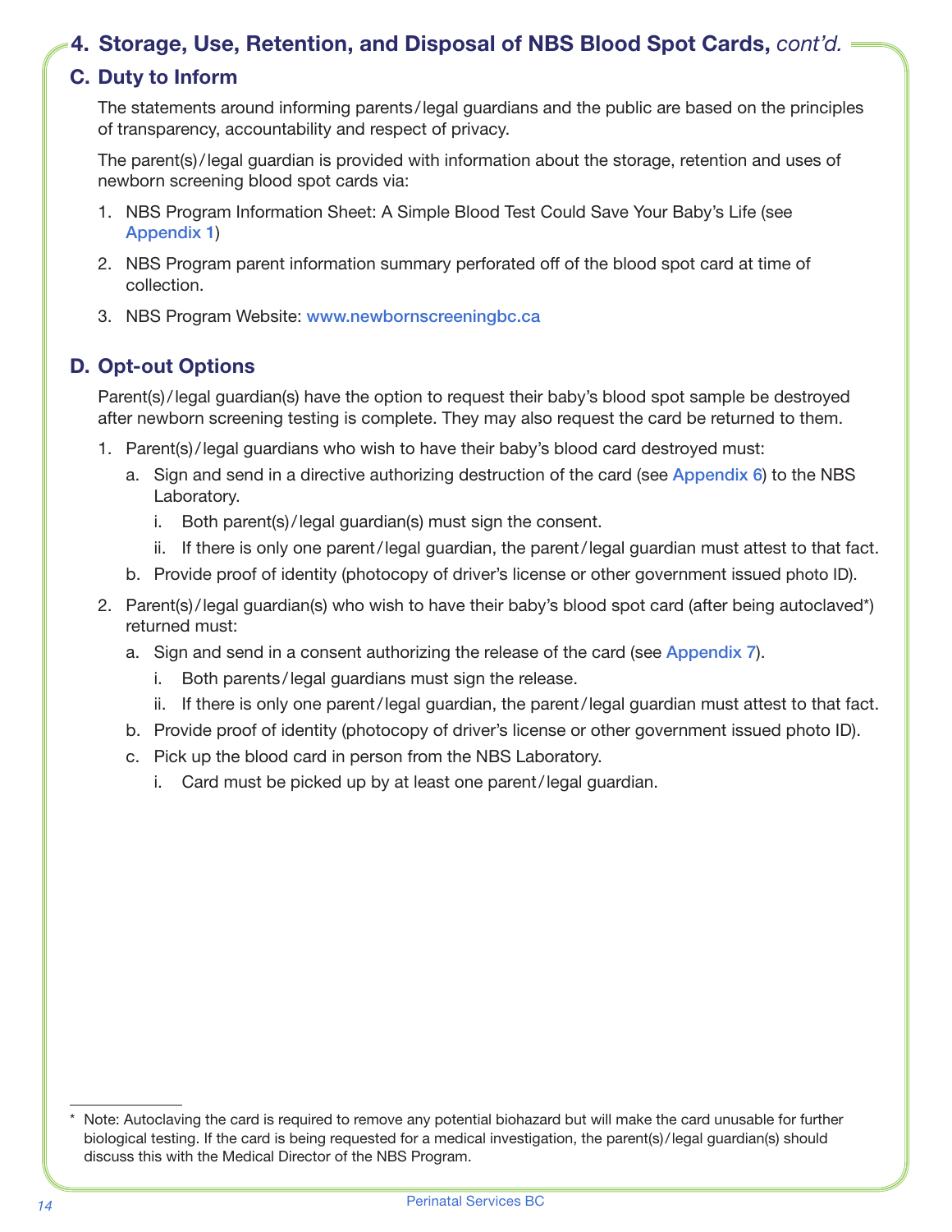## 4. Storage, Use, Retention, and Disposal of NBS Blood Spot Cards, *cont'd.*

### C. Duty to Inform

The statements around informing parents/legal guardians and the public are based on the principles of transparency, accountability and respect of privacy.

The parent(s)/legal guardian is provided with information about the storage, retention and uses of newborn screening blood spot cards via:

1. NBS Program Information Sheet: A Simple Blood Test Could Save Your Baby's Life (see Appendix 1)
2. NBS Program parent information summary perforated off of the blood spot card at time of collection.
3. NBS Program Website: www.newbornscreeningbc.ca

### D. Opt-out Options

Parent(s)/legal guardian(s) have the option to request their baby's blood spot sample be destroyed after newborn screening testing is complete. They may also request the card be returned to them.

1. Parent(s)/legal guardians who wish to have their baby's blood card destroyed must:
   a. Sign and send in a directive authorizing destruction of the card (see Appendix 6) to the NBS Laboratory.
      i. Both parent(s)/legal guardian(s) must sign the consent.
      ii. If there is only one parent/legal guardian, the parent/legal guardian must attest to that fact.
   b. Provide proof of identity (photocopy of driver's license or other government issued photo ID).
2. Parent(s)/legal guardian(s) who wish to have their baby's blood spot card (after being autoclaved*) returned must:
   a. Sign and send in a consent authorizing the release of the card (see Appendix 7).
      i. Both parents/legal guardians must sign the release.
      ii. If there is only one parent/legal guardian, the parent/legal guardian must attest to that fact.
   b. Provide proof of identity (photocopy of driver's license or other government issued photo ID).
   c. Pick up the blood card in person from the NBS Laboratory.
      i. Card must be picked up by at least one parent/legal guardian.

---

* Note: Autoclaving the card is required to remove any potential biohazard but will make the card unusable for further biological testing. If the card is being requested for a medical investigation, the parent(s)/legal guardian(s) should discuss this with the Medical Director of the NBS Program.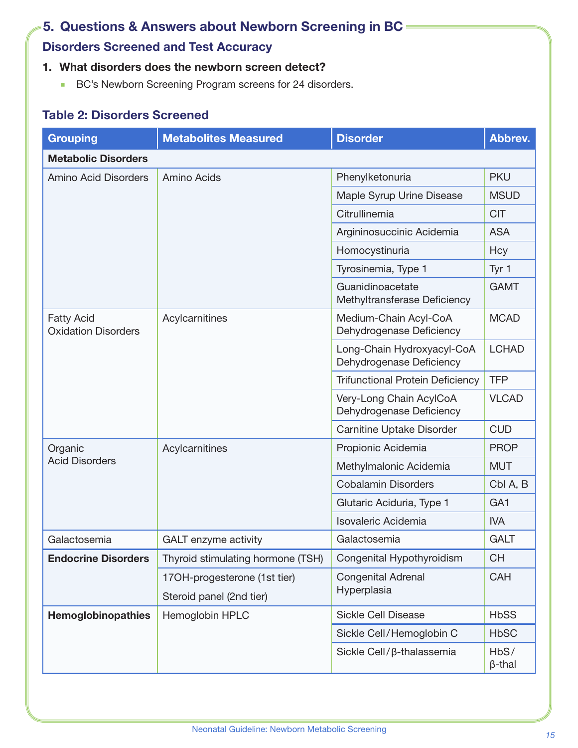## 5. Questions & Answers about Newborn Screening in BC

### Disorders Screened and Test Accuracy

**1. What disorders does the newborn screen detect?**

- BC's Newborn Screening Program screens for 24 disorders.

### Table 2: Disorders Screened

| Grouping | Metabolites Measured | Disorder | Abbrev. |
|---|---|---|---|
| **Metabolic Disorders** | | | |
| Amino Acid Disorders | Amino Acids | Phenylketonuria | PKU |
| | | Maple Syrup Urine Disease | MSUD |
| | | Citrullinemia | CIT |
| | | Argininosuccinic Acidemia | ASA |
| | | Homocystinuria | Hcy |
| | | Tyrosinemia, Type 1 | Tyr 1 |
| | | Guanidinoacetate Methyltransferase Deficiency | GAMT |
| Fatty Acid Oxidation Disorders | Acylcarnitines | Medium-Chain Acyl-CoA Dehydrogenase Deficiency | MCAD |
| | | Long-Chain Hydroxyacyl-CoA Dehydrogenase Deficiency | LCHAD |
| | | Trifunctional Protein Deficiency | TFP |
| | | Very-Long Chain AcylCoA Dehydrogenase Deficiency | VLCAD |
| | | Carnitine Uptake Disorder | CUD |
| Organic Acid Disorders | Acylcarnitines | Propionic Acidemia | PROP |
| | | Methylmalonic Acidemia | MUT |
| | | Cobalamin Disorders | Cbl A, B |
| | | Glutaric Aciduria, Type 1 | GA1 |
| | | Isovaleric Acidemia | IVA |
| Galactosemia | GALT enzyme activity | Galactosemia | GALT |
| **Endocrine Disorders** | Thyroid stimulating hormone (TSH) | Congenital Hypothyroidism | CH |
| | 17OH-progesterone (1st tier)<br>Steroid panel (2nd tier) | Congenital Adrenal Hyperplasia | CAH |
| **Hemoglobinopathies** | Hemoglobin HPLC | Sickle Cell Disease | HbSS |
| | | Sickle Cell/Hemoglobin C | HbSC |
| | | Sickle Cell/β-thalassemia | HbS/β-thal |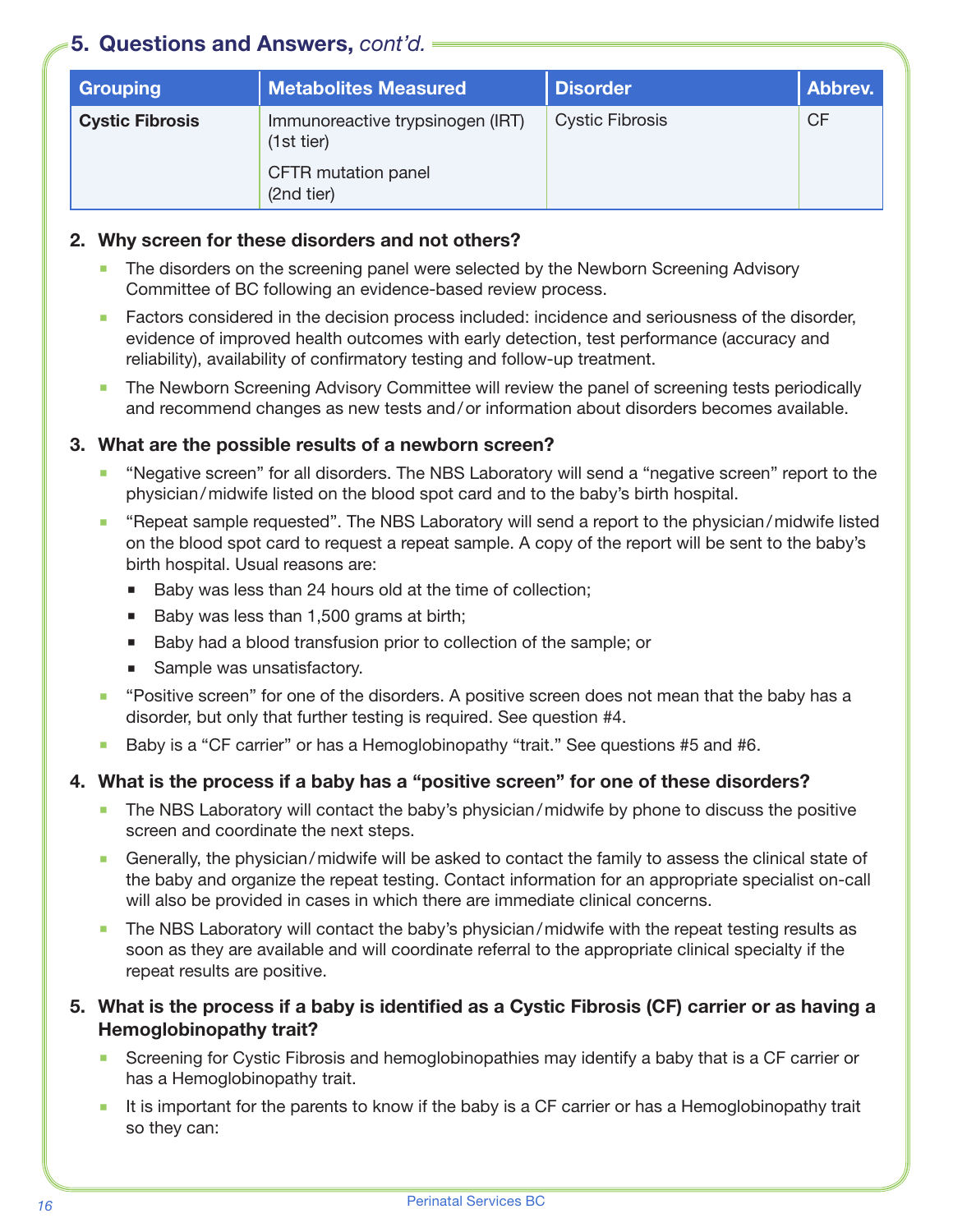## 5. Questions and Answers, *cont'd.*

| Grouping | Metabolites Measured | Disorder | Abbrev. |
|---|---|---|---|
| **Cystic Fibrosis** | Immunoreactive trypsinogen (IRT) (1st tier)<br>CFTR mutation panel (2nd tier) | Cystic Fibrosis | CF |

**2. Why screen for these disorders and not others?**

- The disorders on the screening panel were selected by the Newborn Screening Advisory Committee of BC following an evidence-based review process.
- Factors considered in the decision process included: incidence and seriousness of the disorder, evidence of improved health outcomes with early detection, test performance (accuracy and reliability), availability of confirmatory testing and follow-up treatment.
- The Newborn Screening Advisory Committee will review the panel of screening tests periodically and recommend changes as new tests and/or information about disorders becomes available.

**3. What are the possible results of a newborn screen?**

- "Negative screen" for all disorders. The NBS Laboratory will send a "negative screen" report to the physician/midwife listed on the blood spot card and to the baby's birth hospital.
- "Repeat sample requested". The NBS Laboratory will send a report to the physician/midwife listed on the blood spot card to request a repeat sample. A copy of the report will be sent to the baby's birth hospital. Usual reasons are:
  - Baby was less than 24 hours old at the time of collection;
  - Baby was less than 1,500 grams at birth;
  - Baby had a blood transfusion prior to collection of the sample; or
  - Sample was unsatisfactory.
- "Positive screen" for one of the disorders. A positive screen does not mean that the baby has a disorder, but only that further testing is required. See question #4.
- Baby is a "CF carrier" or has a Hemoglobinopathy "trait." See questions #5 and #6.

**4. What is the process if a baby has a "positive screen" for one of these disorders?**

- The NBS Laboratory will contact the baby's physician/midwife by phone to discuss the positive screen and coordinate the next steps.
- Generally, the physician/midwife will be asked to contact the family to assess the clinical state of the baby and organize the repeat testing. Contact information for an appropriate specialist on-call will also be provided in cases in which there are immediate clinical concerns.
- The NBS Laboratory will contact the baby's physician/midwife with the repeat testing results as soon as they are available and will coordinate referral to the appropriate clinical specialty if the repeat results are positive.

**5. What is the process if a baby is identified as a Cystic Fibrosis (CF) carrier or as having a Hemoglobinopathy trait?**

- Screening for Cystic Fibrosis and hemoglobinopathies may identify a baby that is a CF carrier or has a Hemoglobinopathy trait.
- It is important for the parents to know if the baby is a CF carrier or has a Hemoglobinopathy trait so they can: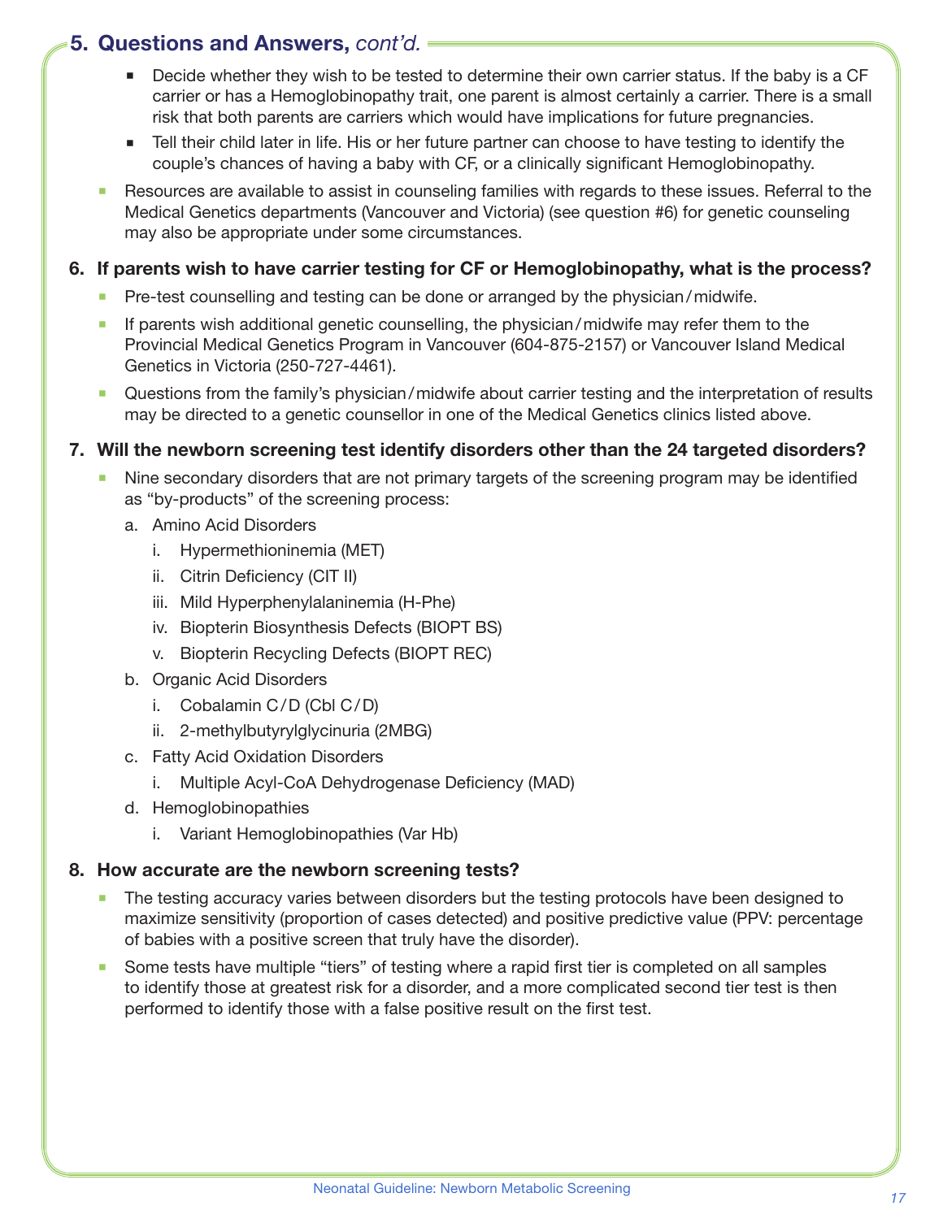## 5. Questions and Answers, *cont'd.*

- Decide whether they wish to be tested to determine their own carrier status. If the baby is a CF carrier or has a Hemoglobinopathy trait, one parent is almost certainly a carrier. There is a small risk that both parents are carriers which would have implications for future pregnancies.
- Tell their child later in life. His or her future partner can choose to have testing to identify the couple's chances of having a baby with CF, or a clinically significant Hemoglobinopathy.

- Resources are available to assist in counseling families with regards to these issues. Referral to the Medical Genetics departments (Vancouver and Victoria) (see question #6) for genetic counseling may also be appropriate under some circumstances.

### 6. If parents wish to have carrier testing for CF or Hemoglobinopathy, what is the process?

- Pre-test counselling and testing can be done or arranged by the physician/midwife.
- If parents wish additional genetic counselling, the physician/midwife may refer them to the Provincial Medical Genetics Program in Vancouver (604-875-2157) or Vancouver Island Medical Genetics in Victoria (250-727-4461).
- Questions from the family's physician/midwife about carrier testing and the interpretation of results may be directed to a genetic counsellor in one of the Medical Genetics clinics listed above.

### 7. Will the newborn screening test identify disorders other than the 24 targeted disorders?

- Nine secondary disorders that are not primary targets of the screening program may be identified as "by-products" of the screening process:
  a. Amino Acid Disorders
     i. Hypermethioninemia (MET)
     ii. Citrin Deficiency (CIT II)
     iii. Mild Hyperphenylalaninemia (H-Phe)
     iv. Biopterin Biosynthesis Defects (BIOPT BS)
     v. Biopterin Recycling Defects (BIOPT REC)
  b. Organic Acid Disorders
     i. Cobalamin C/D (Cbl C/D)
     ii. 2-methylbutyrylglycinuria (2MBG)
  c. Fatty Acid Oxidation Disorders
     i. Multiple Acyl-CoA Dehydrogenase Deficiency (MAD)
  d. Hemoglobinopathies
     i. Variant Hemoglobinopathies (Var Hb)

### 8. How accurate are the newborn screening tests?

- The testing accuracy varies between disorders but the testing protocols have been designed to maximize sensitivity (proportion of cases detected) and positive predictive value (PPV: percentage of babies with a positive screen that truly have the disorder).
- Some tests have multiple "tiers" of testing where a rapid first tier is completed on all samples to identify those at greatest risk for a disorder, and a more complicated second tier test is then performed to identify those with a false positive result on the first test.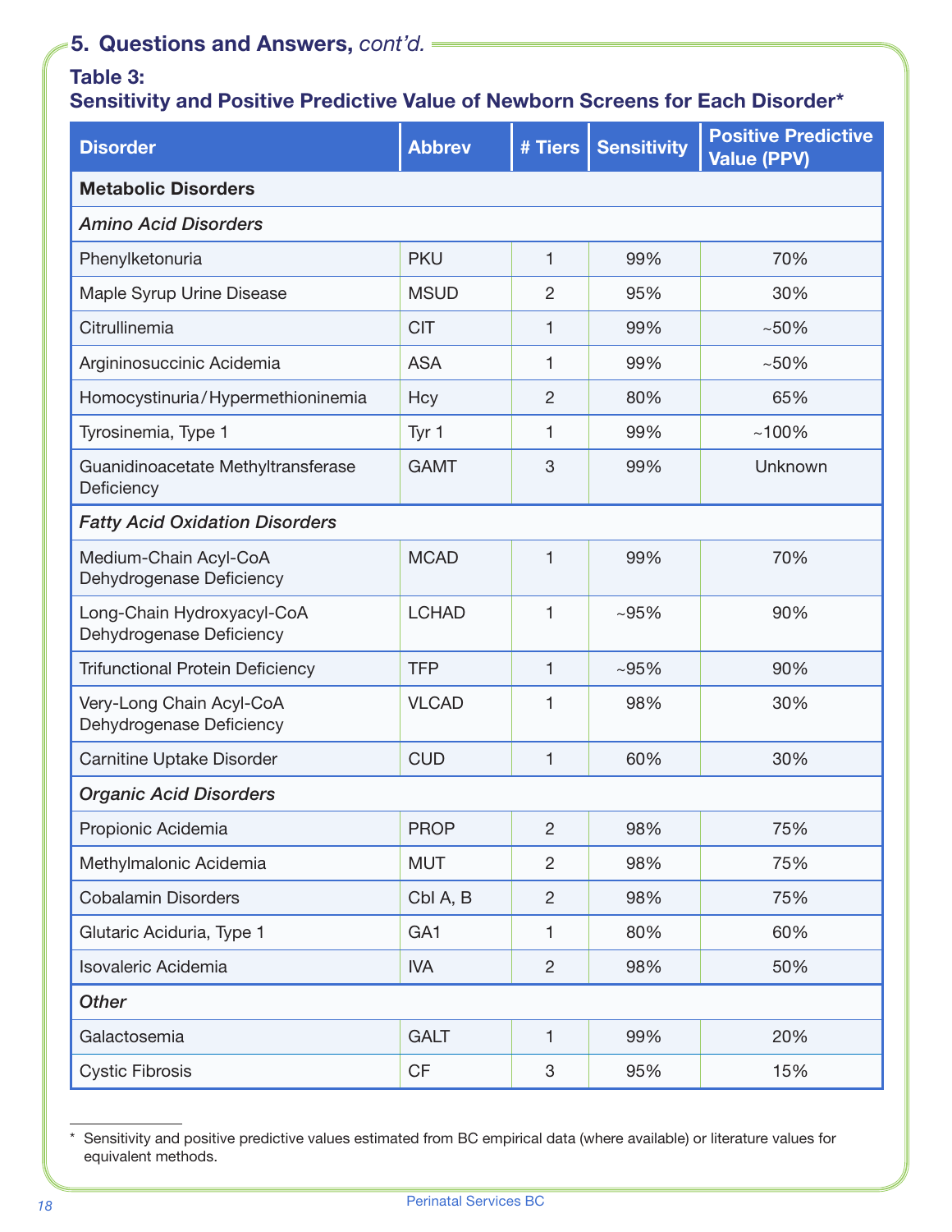## 5. Questions and Answers, *cont'd.*

**Table 3:**
**Sensitivity and Positive Predictive Value of Newborn Screens for Each Disorder***

| Disorder | Abbrev | # Tiers | Sensitivity | Positive Predictive Value (PPV) |
|---|---|---|---|---|
| **Metabolic Disorders** | | | | |
| *Amino Acid Disorders* | | | | |
| Phenylketonuria | PKU | 1 | 99% | 70% |
| Maple Syrup Urine Disease | MSUD | 2 | 95% | 30% |
| Citrullinemia | CIT | 1 | 99% | ~50% |
| Argininosuccinic Acidemia | ASA | 1 | 99% | ~50% |
| Homocystinuria/Hypermethioninemia | Hcy | 2 | 80% | 65% |
| Tyrosinemia, Type 1 | Tyr 1 | 1 | 99% | ~100% |
| Guanidinoacetate Methyltransferase Deficiency | GAMT | 3 | 99% | Unknown |
| *Fatty Acid Oxidation Disorders* | | | | |
| Medium-Chain Acyl-CoA Dehydrogenase Deficiency | MCAD | 1 | 99% | 70% |
| Long-Chain Hydroxyacyl-CoA Dehydrogenase Deficiency | LCHAD | 1 | ~95% | 90% |
| Trifunctional Protein Deficiency | TFP | 1 | ~95% | 90% |
| Very-Long Chain Acyl-CoA Dehydrogenase Deficiency | VLCAD | 1 | 98% | 30% |
| Carnitine Uptake Disorder | CUD | 1 | 60% | 30% |
| *Organic Acid Disorders* | | | | |
| Propionic Acidemia | PROP | 2 | 98% | 75% |
| Methylmalonic Acidemia | MUT | 2 | 98% | 75% |
| Cobalamin Disorders | Cbl A, B | 2 | 98% | 75% |
| Glutaric Aciduria, Type 1 | GA1 | 1 | 80% | 60% |
| Isovaleric Acidemia | IVA | 2 | 98% | 50% |
| *Other* | | | | |
| Galactosemia | GALT | 1 | 99% | 20% |
| Cystic Fibrosis | CF | 3 | 95% | 15% |

\* Sensitivity and positive predictive values estimated from BC empirical data (where available) or literature values for equivalent methods.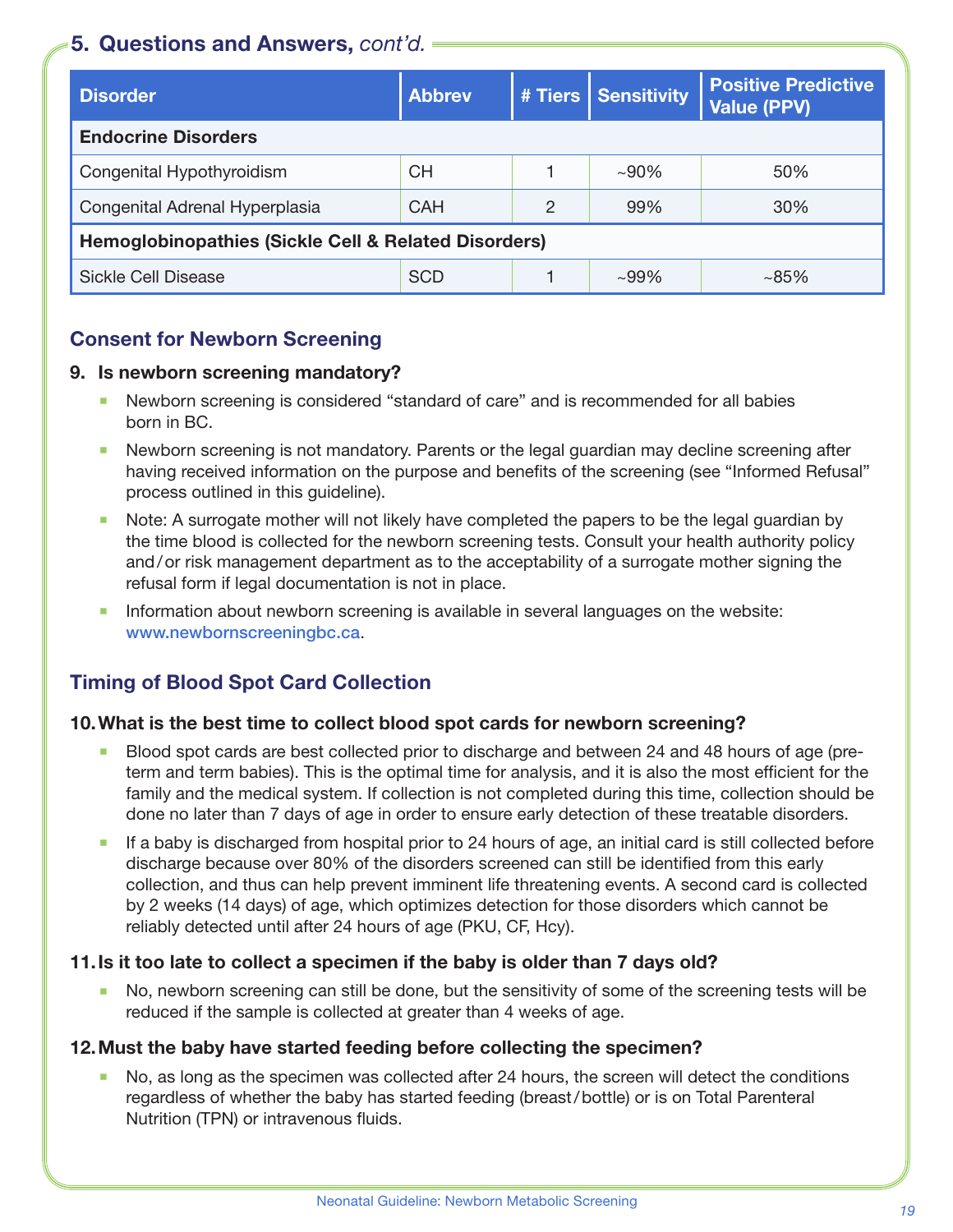## 5. Questions and Answers, *cont'd.*

| Disorder | Abbrev | # Tiers | Sensitivity | Positive Predictive Value (PPV) |
|---|---|---|---|---|
| **Endocrine Disorders** | | | | |
| Congenital Hypothyroidism | CH | 1 | ~90% | 50% |
| Congenital Adrenal Hyperplasia | CAH | 2 | 99% | 30% |
| **Hemoglobinopathies (Sickle Cell & Related Disorders)** | | | | |
| Sickle Cell Disease | SCD | 1 | ~99% | ~85% |

### Consent for Newborn Screening

**9. Is newborn screening mandatory?**

- Newborn screening is considered "standard of care" and is recommended for all babies born in BC.
- Newborn screening is not mandatory. Parents or the legal guardian may decline screening after having received information on the purpose and benefits of the screening (see "Informed Refusal" process outlined in this guideline).
- Note: A surrogate mother will not likely have completed the papers to be the legal guardian by the time blood is collected for the newborn screening tests. Consult your health authority policy and/or risk management department as to the acceptability of a surrogate mother signing the refusal form if legal documentation is not in place.
- Information about newborn screening is available in several languages on the website: www.newbornscreeningbc.ca.

### Timing of Blood Spot Card Collection

**10. What is the best time to collect blood spot cards for newborn screening?**

- Blood spot cards are best collected prior to discharge and between 24 and 48 hours of age (pre-term and term babies). This is the optimal time for analysis, and it is also the most efficient for the family and the medical system. If collection is not completed during this time, collection should be done no later than 7 days of age in order to ensure early detection of these treatable disorders.
- If a baby is discharged from hospital prior to 24 hours of age, an initial card is still collected before discharge because over 80% of the disorders screened can still be identified from this early collection, and thus can help prevent imminent life threatening events. A second card is collected by 2 weeks (14 days) of age, which optimizes detection for those disorders which cannot be reliably detected until after 24 hours of age (PKU, CF, Hcy).

**11. Is it too late to collect a specimen if the baby is older than 7 days old?**

- No, newborn screening can still be done, but the sensitivity of some of the screening tests will be reduced if the sample is collected at greater than 4 weeks of age.

**12. Must the baby have started feeding before collecting the specimen?**

- No, as long as the specimen was collected after 24 hours, the screen will detect the conditions regardless of whether the baby has started feeding (breast/bottle) or is on Total Parenteral Nutrition (TPN) or intravenous fluids.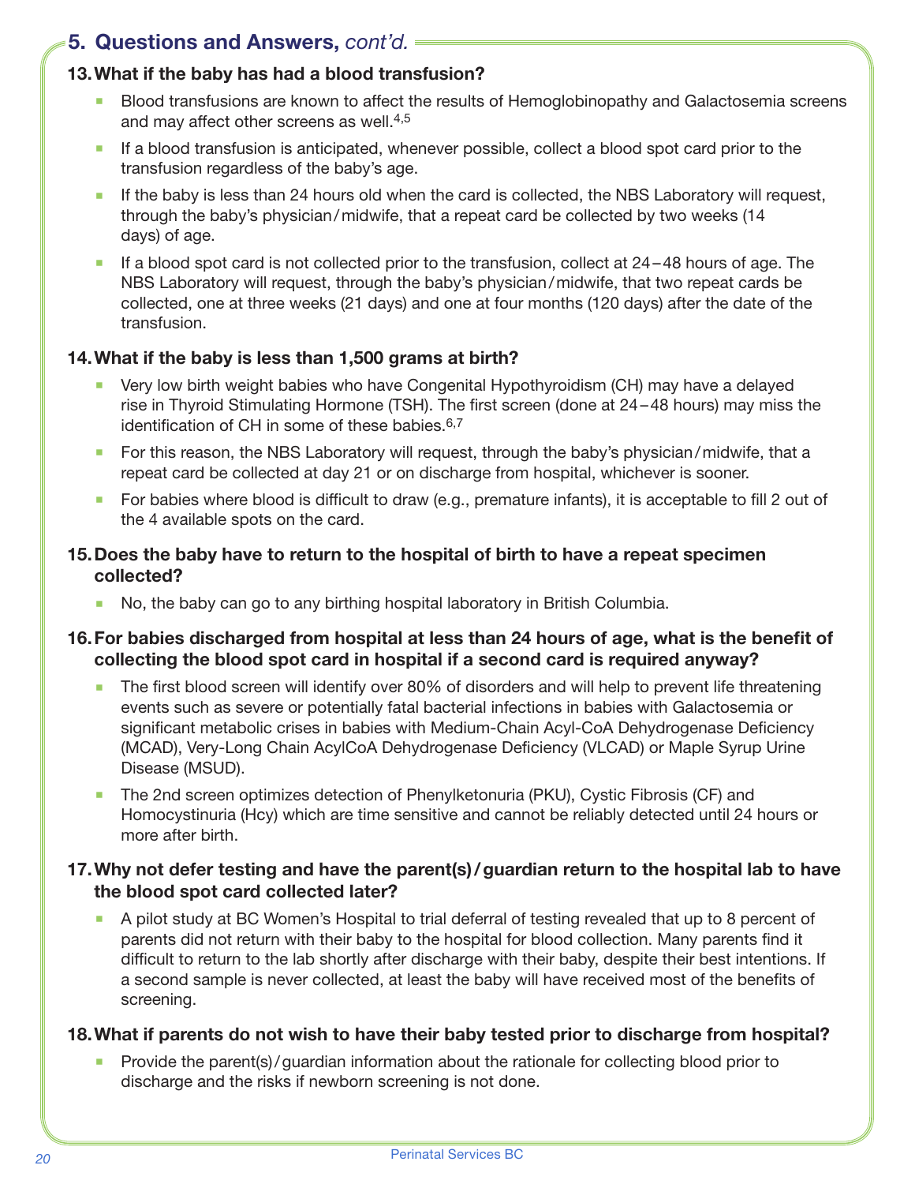## 5. Questions and Answers, *cont'd.*

### 13. What if the baby has had a blood transfusion?

- Blood transfusions are known to affect the results of Hemoglobinopathy and Galactosemia screens and may affect other screens as well.[4,5]
- If a blood transfusion is anticipated, whenever possible, collect a blood spot card prior to the transfusion regardless of the baby's age.
- If the baby is less than 24 hours old when the card is collected, the NBS Laboratory will request, through the baby's physician/midwife, that a repeat card be collected by two weeks (14 days) of age.
- If a blood spot card is not collected prior to the transfusion, collect at 24–48 hours of age. The NBS Laboratory will request, through the baby's physician/midwife, that two repeat cards be collected, one at three weeks (21 days) and one at four months (120 days) after the date of the transfusion.

### 14. What if the baby is less than 1,500 grams at birth?

- Very low birth weight babies who have Congenital Hypothyroidism (CH) may have a delayed rise in Thyroid Stimulating Hormone (TSH). The first screen (done at 24–48 hours) may miss the identification of CH in some of these babies.[6,7]
- For this reason, the NBS Laboratory will request, through the baby's physician/midwife, that a repeat card be collected at day 21 or on discharge from hospital, whichever is sooner.
- For babies where blood is difficult to draw (e.g., premature infants), it is acceptable to fill 2 out of the 4 available spots on the card.

### 15. Does the baby have to return to the hospital of birth to have a repeat specimen collected?

- No, the baby can go to any birthing hospital laboratory in British Columbia.

### 16. For babies discharged from hospital at less than 24 hours of age, what is the benefit of collecting the blood spot card in hospital if a second card is required anyway?

- The first blood screen will identify over 80% of disorders and will help to prevent life threatening events such as severe or potentially fatal bacterial infections in babies with Galactosemia or significant metabolic crises in babies with Medium-Chain Acyl-CoA Dehydrogenase Deficiency (MCAD), Very-Long Chain AcylCoA Dehydrogenase Deficiency (VLCAD) or Maple Syrup Urine Disease (MSUD).
- The 2nd screen optimizes detection of Phenylketonuria (PKU), Cystic Fibrosis (CF) and Homocystinuria (Hcy) which are time sensitive and cannot be reliably detected until 24 hours or more after birth.

### 17. Why not defer testing and have the parent(s)/guardian return to the hospital lab to have the blood spot card collected later?

- A pilot study at BC Women's Hospital to trial deferral of testing revealed that up to 8 percent of parents did not return with their baby to the hospital for blood collection. Many parents find it difficult to return to the lab shortly after discharge with their baby, despite their best intentions. If a second sample is never collected, at least the baby will have received most of the benefits of screening.

### 18. What if parents do not wish to have their baby tested prior to discharge from hospital?

- Provide the parent(s)/guardian information about the rationale for collecting blood prior to discharge and the risks if newborn screening is not done.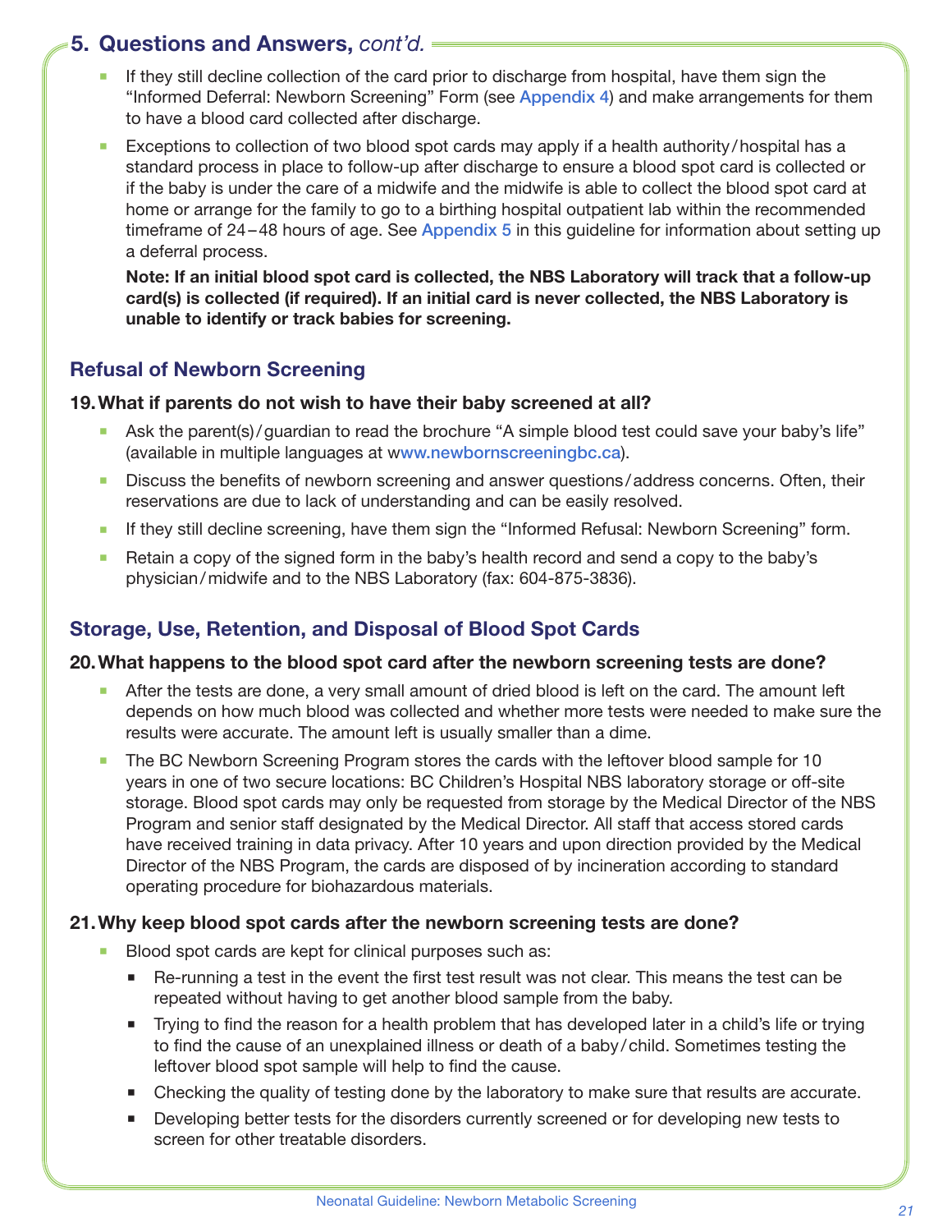## 5. Questions and Answers, *cont'd.*

- If they still decline collection of the card prior to discharge from hospital, have them sign the "Informed Deferral: Newborn Screening" Form (see Appendix 4) and make arrangements for them to have a blood card collected after discharge.
- Exceptions to collection of two blood spot cards may apply if a health authority/hospital has a standard process in place to follow-up after discharge to ensure a blood spot card is collected or if the baby is under the care of a midwife and the midwife is able to collect the blood spot card at home or arrange for the family to go to a birthing hospital outpatient lab within the recommended timeframe of 24–48 hours of age. See Appendix 5 in this guideline for information about setting up a deferral process.

  **Note: If an initial blood spot card is collected, the NBS Laboratory will track that a follow-up card(s) is collected (if required). If an initial card is never collected, the NBS Laboratory is unable to identify or track babies for screening.**

### Refusal of Newborn Screening

**19. What if parents do not wish to have their baby screened at all?**

- Ask the parent(s)/guardian to read the brochure "A simple blood test could save your baby's life" (available in multiple languages at www.newbornscreeningbc.ca).
- Discuss the benefits of newborn screening and answer questions/address concerns. Often, their reservations are due to lack of understanding and can be easily resolved.
- If they still decline screening, have them sign the "Informed Refusal: Newborn Screening" form.
- Retain a copy of the signed form in the baby's health record and send a copy to the baby's physician/midwife and to the NBS Laboratory (fax: 604-875-3836).

### Storage, Use, Retention, and Disposal of Blood Spot Cards

**20. What happens to the blood spot card after the newborn screening tests are done?**

- After the tests are done, a very small amount of dried blood is left on the card. The amount left depends on how much blood was collected and whether more tests were needed to make sure the results were accurate. The amount left is usually smaller than a dime.
- The BC Newborn Screening Program stores the cards with the leftover blood sample for 10 years in one of two secure locations: BC Children's Hospital NBS laboratory storage or off-site storage. Blood spot cards may only be requested from storage by the Medical Director of the NBS Program and senior staff designated by the Medical Director. All staff that access stored cards have received training in data privacy. After 10 years and upon direction provided by the Medical Director of the NBS Program, the cards are disposed of by incineration according to standard operating procedure for biohazardous materials.

**21. Why keep blood spot cards after the newborn screening tests are done?**

- Blood spot cards are kept for clinical purposes such as:
  - Re-running a test in the event the first test result was not clear. This means the test can be repeated without having to get another blood sample from the baby.
  - Trying to find the reason for a health problem that has developed later in a child's life or trying to find the cause of an unexplained illness or death of a baby/child. Sometimes testing the leftover blood spot sample will help to find the cause.
  - Checking the quality of testing done by the laboratory to make sure that results are accurate.
  - Developing better tests for the disorders currently screened or for developing new tests to screen for other treatable disorders.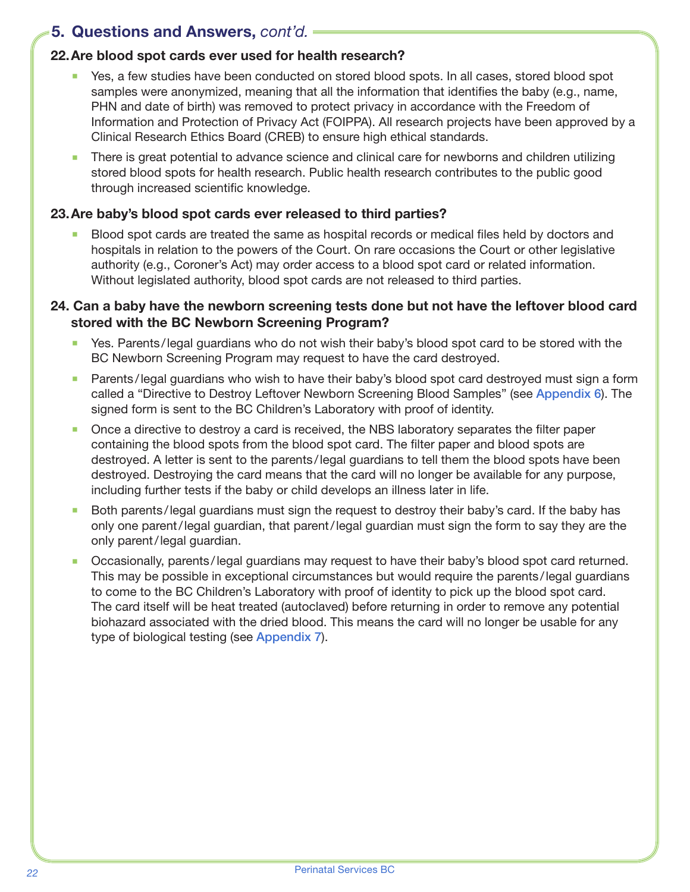## 5. Questions and Answers, *cont'd.*

### 22. Are blood spot cards ever used for health research?

- Yes, a few studies have been conducted on stored blood spots. In all cases, stored blood spot samples were anonymized, meaning that all the information that identifies the baby (e.g., name, PHN and date of birth) was removed to protect privacy in accordance with the Freedom of Information and Protection of Privacy Act (FOIPPA). All research projects have been approved by a Clinical Research Ethics Board (CREB) to ensure high ethical standards.
- There is great potential to advance science and clinical care for newborns and children utilizing stored blood spots for health research. Public health research contributes to the public good through increased scientific knowledge.

### 23. Are baby's blood spot cards ever released to third parties?

- Blood spot cards are treated the same as hospital records or medical files held by doctors and hospitals in relation to the powers of the Court. On rare occasions the Court or other legislative authority (e.g., Coroner's Act) may order access to a blood spot card or related information. Without legislated authority, blood spot cards are not released to third parties.

### 24. Can a baby have the newborn screening tests done but not have the leftover blood card stored with the BC Newborn Screening Program?

- Yes. Parents/legal guardians who do not wish their baby's blood spot card to be stored with the BC Newborn Screening Program may request to have the card destroyed.
- Parents/legal guardians who wish to have their baby's blood spot card destroyed must sign a form called a "Directive to Destroy Leftover Newborn Screening Blood Samples" (see Appendix 6). The signed form is sent to the BC Children's Laboratory with proof of identity.
- Once a directive to destroy a card is received, the NBS laboratory separates the filter paper containing the blood spots from the blood spot card. The filter paper and blood spots are destroyed. A letter is sent to the parents/legal guardians to tell them the blood spots have been destroyed. Destroying the card means that the card will no longer be available for any purpose, including further tests if the baby or child develops an illness later in life.
- Both parents/legal guardians must sign the request to destroy their baby's card. If the baby has only one parent/legal guardian, that parent/legal guardian must sign the form to say they are the only parent/legal guardian.
- Occasionally, parents/legal guardians may request to have their baby's blood spot card returned. This may be possible in exceptional circumstances but would require the parents/legal guardians to come to the BC Children's Laboratory with proof of identity to pick up the blood spot card. The card itself will be heat treated (autoclaved) before returning in order to remove any potential biohazard associated with the dried blood. This means the card will no longer be usable for any type of biological testing (see Appendix 7).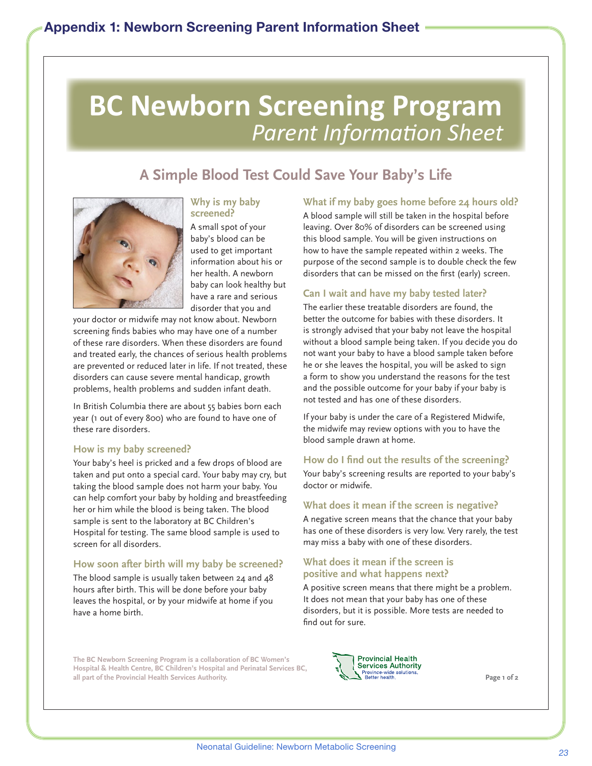# Appendix 1: Newborn Screening Parent Information Sheet

# BC Newborn Screening Program
*Parent Information Sheet*

## A Simple Blood Test Could Save Your Baby's Life

### Why is my baby screened?

A small spot of your baby's blood can be used to get important information about his or her health. A newborn baby can look healthy but have a rare and serious disorder that you and your doctor or midwife may not know about. Newborn screening finds babies who may have one of a number of these rare disorders. When these disorders are found and treated early, the chances of serious health problems are prevented or reduced later in life. If not treated, these disorders can cause severe mental handicap, growth problems, health problems and sudden infant death.

In British Columbia there are about 55 babies born each year (1 out of every 800) who are found to have one of these rare disorders.

### How is my baby screened?

Your baby's heel is pricked and a few drops of blood are taken and put onto a special card. Your baby may cry, but taking the blood sample does not harm your baby. You can help comfort your baby by holding and breastfeeding her or him while the blood is being taken. The blood sample is sent to the laboratory at BC Children's Hospital for testing. The same blood sample is used to screen for all disorders.

### How soon after birth will my baby be screened?

The blood sample is usually taken between 24 and 48 hours after birth. This will be done before your baby leaves the hospital, or by your midwife at home if you have a home birth.

### What if my baby goes home before 24 hours old?

A blood sample will still be taken in the hospital before leaving. Over 80% of disorders can be screened using this blood sample. You will be given instructions on how to have the sample repeated within 2 weeks. The purpose of the second sample is to double check the few disorders that can be missed on the first (early) screen.

### Can I wait and have my baby tested later?

The earlier these treatable disorders are found, the better the outcome for babies with these disorders. It is strongly advised that your baby not leave the hospital without a blood sample being taken. If you decide you do not want your baby to have a blood sample taken before he or she leaves the hospital, you will be asked to sign a form to show you understand the reasons for the test and the possible outcome for your baby if your baby is not tested and has one of these disorders.

If your baby is under the care of a Registered Midwife, the midwife may review options with you to have the blood sample drawn at home.

### How do I find out the results of the screening?

Your baby's screening results are reported to your baby's doctor or midwife.

### What does it mean if the screen is negative?

A negative screen means that the chance that your baby has one of these disorders is very low. Very rarely, the test may miss a baby with one of these disorders.

### What does it mean if the screen is positive and what happens next?

A positive screen means that there might be a problem. It does not mean that your baby has one of these disorders, but it is possible. More tests are needed to find out for sure.

**The BC Newborn Screening Program is a collaboration of BC Women's Hospital & Health Centre, BC Children's Hospital and Perinatal Services BC, all part of the Provincial Health Services Authority.**

Provincial Health Services Authority
Province-wide solutions. Better health.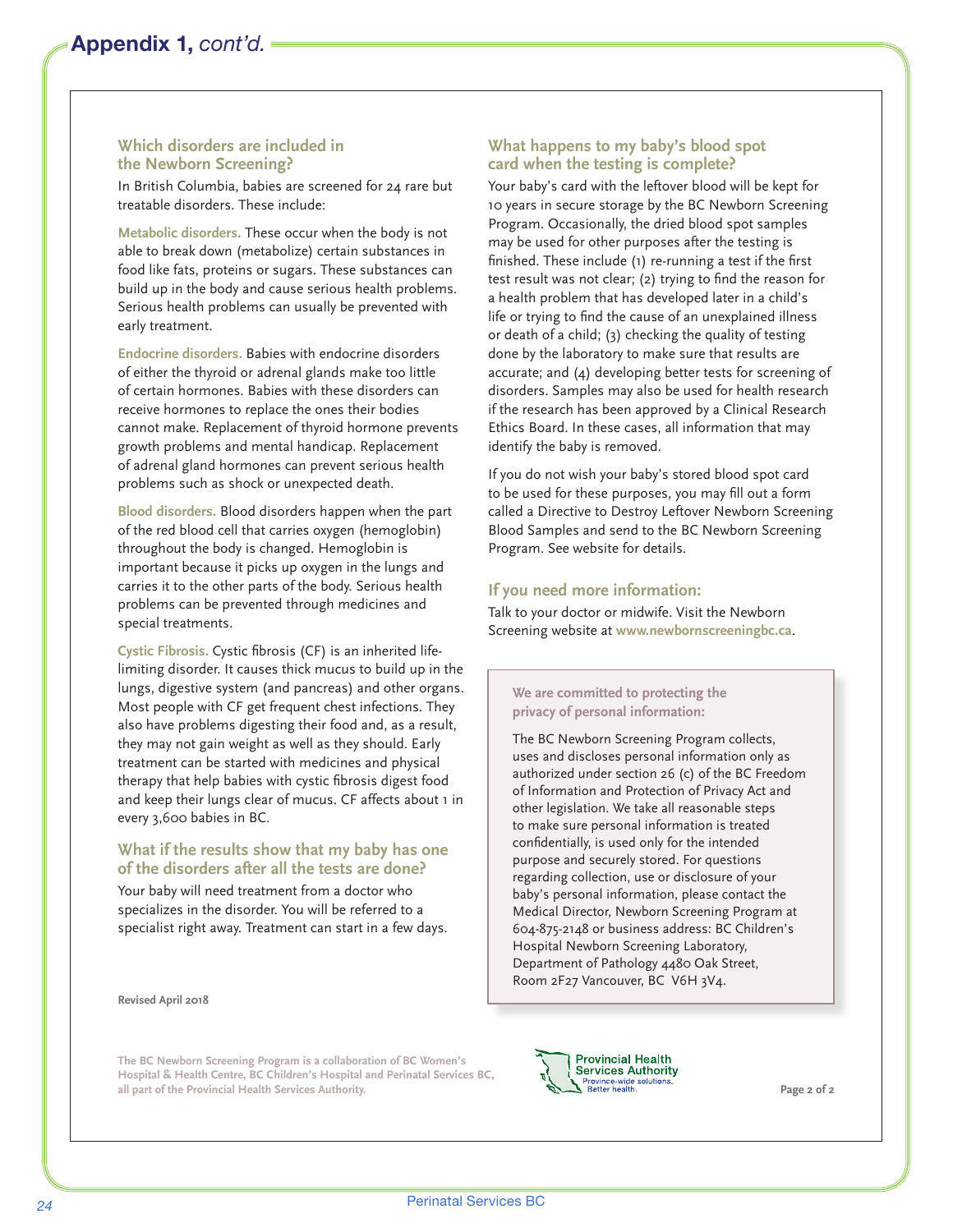## Appendix 1, *cont'd.*

### Which disorders are included in the Newborn Screening?

In British Columbia, babies are screened for 24 rare but treatable disorders. These include:

**Metabolic disorders.** These occur when the body is not able to break down (metabolize) certain substances in food like fats, proteins or sugars. These substances can build up in the body and cause serious health problems. Serious health problems can usually be prevented with early treatment.

**Endocrine disorders.** Babies with endocrine disorders of either the thyroid or adrenal glands make too little of certain hormones. Babies with these disorders can receive hormones to replace the ones their bodies cannot make. Replacement of thyroid hormone prevents growth problems and mental handicap. Replacement of adrenal gland hormones can prevent serious health problems such as shock or unexpected death.

**Blood disorders.** Blood disorders happen when the part of the red blood cell that carries oxygen (hemoglobin) throughout the body is changed. Hemoglobin is important because it picks up oxygen in the lungs and carries it to the other parts of the body. Serious health problems can be prevented through medicines and special treatments.

**Cystic Fibrosis.** Cystic fibrosis (CF) is an inherited life-limiting disorder. It causes thick mucus to build up in the lungs, digestive system (and pancreas) and other organs. Most people with CF get frequent chest infections. They also have problems digesting their food and, as a result, they may not gain weight as well as they should. Early treatment can be started with medicines and physical therapy that help babies with cystic fibrosis digest food and keep their lungs clear of mucus. CF affects about 1 in every 3,600 babies in BC.

### What if the results show that my baby has one of the disorders after all the tests are done?

Your baby will need treatment from a doctor who specializes in the disorder. You will be referred to a specialist right away. Treatment can start in a few days.

**Revised April 2018**

### What happens to my baby's blood spot card when the testing is complete?

Your baby's card with the leftover blood will be kept for 10 years in secure storage by the BC Newborn Screening Program. Occasionally, the dried blood spot samples may be used for other purposes after the testing is finished. These include (1) re-running a test if the first test result was not clear; (2) trying to find the reason for a health problem that has developed later in a child's life or trying to find the cause of an unexplained illness or death of a child; (3) checking the quality of testing done by the laboratory to make sure that results are accurate; and (4) developing better tests for screening of disorders. Samples may also be used for health research if the research has been approved by a Clinical Research Ethics Board. In these cases, all information that may identify the baby is removed.

If you do not wish your baby's stored blood spot card to be used for these purposes, you may fill out a form called a Directive to Destroy Leftover Newborn Screening Blood Samples and send to the BC Newborn Screening Program. See website for details.

### If you need more information:

Talk to your doctor or midwife. Visit the Newborn Screening website at **www.newbornscreeningbc.ca**.

**We are committed to protecting the privacy of personal information:**

The BC Newborn Screening Program collects, uses and discloses personal information only as authorized under section 26 (c) of the BC Freedom of Information and Protection of Privacy Act and other legislation. We take all reasonable steps to make sure personal information is treated confidentially, is used only for the intended purpose and securely stored. For questions regarding collection, use or disclosure of your baby's personal information, please contact the Medical Director, Newborn Screening Program at 604-875-2148 or business address: BC Children's Hospital Newborn Screening Laboratory, Department of Pathology 4480 Oak Street, Room 2F27 Vancouver, BC V6H 3V4.

**The BC Newborn Screening Program is a collaboration of BC Women's Hospital & Health Centre, BC Children's Hospital and Perinatal Services BC, all part of the Provincial Health Services Authority.**

Provincial Health Services Authority
Province-wide solutions. Better health.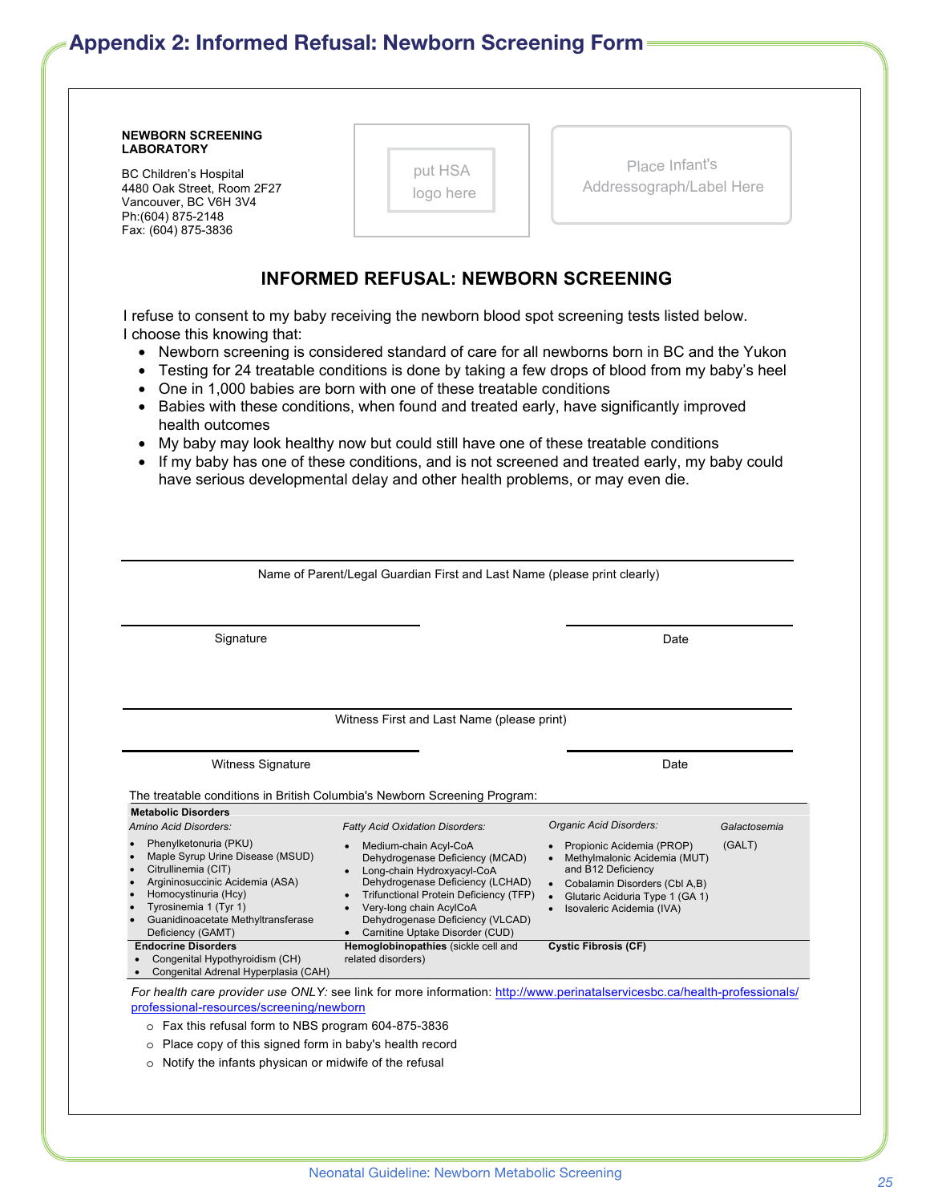# Appendix 2: Informed Refusal: Newborn Screening Form

**NEWBORN SCREENING LABORATORY**

BC Children's Hospital
4480 Oak Street, Room 2F27
Vancouver, BC V6H 3V4
Ph:(604) 875-2148
Fax: (604) 875-3836

put HSA logo here

Place Infant's Addressograph/Label Here

## INFORMED REFUSAL: NEWBORN SCREENING

I refuse to consent to my baby receiving the newborn blood spot screening tests listed below.
I choose this knowing that:

- Newborn screening is considered standard of care for all newborns born in BC and the Yukon
- Testing for 24 treatable conditions is done by taking a few drops of blood from my baby's heel
- One in 1,000 babies are born with one of these treatable conditions
- Babies with these conditions, when found and treated early, have significantly improved health outcomes
- My baby may look healthy now but could still have one of these treatable conditions
- If my baby has one of these conditions, and is not screened and treated early, my baby could have serious developmental delay and other health problems, or may even die.

______________________________________________
Name of Parent/Legal Guardian First and Last Name (please print clearly)

______________________ ______________________
Signature Date

______________________________________________
Witness First and Last Name (please print)

______________________ ______________________
Witness Signature Date

The treatable conditions in British Columbia's Newborn Screening Program:

| **Metabolic Disorders** | | | |
|---|---|---|---|
| *Amino Acid Disorders:* | *Fatty Acid Oxidation Disorders:* | *Organic Acid Disorders:* | *Galactosemia* |
| • Phenylketonuria (PKU)<br>• Maple Syrup Urine Disease (MSUD)<br>• Citrullinemia (CIT)<br>• Argininosuccinic Acidemia (ASA)<br>• Homocystinuria (Hcy)<br>• Tyrosinemia 1 (Tyr 1)<br>• Guanidinoacetate Methyltransferase Deficiency (GAMT) | • Medium-chain Acyl-CoA Dehydrogenase Deficiency (MCAD)<br>• Long-chain Hydroxyacyl-CoA Dehydrogenase Deficiency (LCHAD)<br>• Trifunctional Protein Deficiency (TFP)<br>• Very-long chain AcylCoA Dehydrogenase Deficiency (VLCAD)<br>• Carnitine Uptake Disorder (CUD) | • Propionic Acidemia (PROP)<br>• Methylmalonic Acidemia (MUT) and B12 Deficiency<br>• Cobalamin Disorders (Cbl A,B)<br>• Glutaric Aciduria Type 1 (GA 1)<br>• Isovaleric Acidemia (IVA) | (GALT) |
| **Endocrine Disorders**<br>• Congenital Hypothyroidism (CH)<br>• Congenital Adrenal Hyperplasia (CAH) | **Hemoglobinopathies** (sickle cell and related disorders) | **Cystic Fibrosis (CF)** | |

*For health care provider use ONLY:* see link for more information: http://www.perinatalservicesbc.ca/health-professionals/professional-resources/screening/newborn

- Fax this refusal form to NBS program 604-875-3836
- Place copy of this signed form in baby's health record
- Notify the infants physican or midwife of the refusal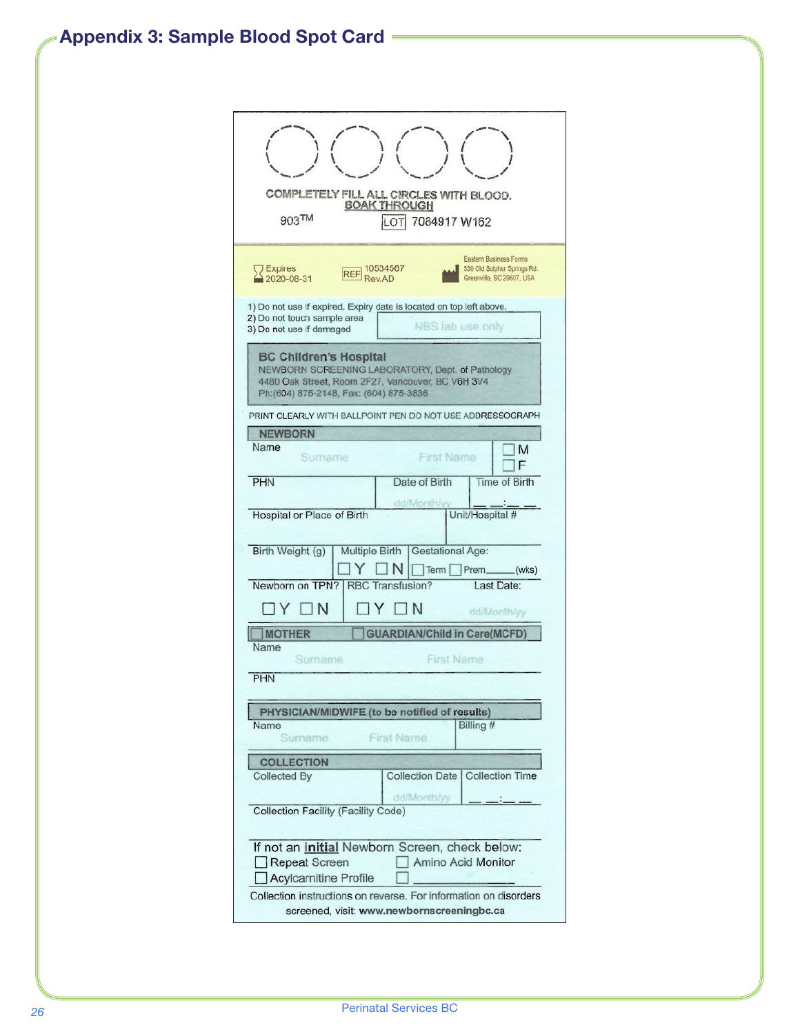# Appendix 3: Sample Blood Spot Card

COMPLETELY FILL ALL CIRCLES WITH BLOOD.
SOAK THROUGH

903™ LOT 7084917 W162

Expires 2020-08-31 | REF 10534567 Rev.AD | Eastern Business Forms 530 Old Sulphur Springs Rd. Greenville, SC 29607, USA

1) Do not use if expired. Expiry date is located on top left above.
2) Do not touch sample area
3) Do not use if damaged

NBS lab use only

**BC Children's Hospital**
NEWBORN SCREENING LABORATORY, Dept. of Pathology
4480 Oak Street, Room 2F27, Vancouver, BC V6H 3V4
Ph:(604) 875-2148, Fax: (604) 875-3836

PRINT CLEARLY WITH BALLPOINT PEN DO NOT USE ADDRESSOGRAPH

**NEWBORN**

Name: Surname / First Name | ☐ M ☐ F

PHN | Date of Birth (dd/Month/yy) | Time of Birth __ __:__ __

Hospital or Place of Birth | Unit/Hospital #

Birth Weight (g) | Multiple Birth ☐ Y ☐ N | Gestational Age: ☐ Term ☐ Prem_____(wks)

Newborn on TPN? ☐ Y ☐ N | RBC Transfusion? ☐ Y ☐ N | Last Date: dd/Month/yy

☐ **MOTHER** ☐ **GUARDIAN/Child in Care(MCFD)**

Name: Surname / First Name

PHN

**PHYSICIAN/MIDWIFE (to be notified of results)**

Name: Surname / First Name | Billing #

**COLLECTION**

Collected By | Collection Date (dd/Month/yy) | Collection Time __ __:__ __

Collection Facility (Facility Code)

If not an **initial** Newborn Screen, check below:

☐ Repeat Screen ☐ Amino Acid Monitor
☐ Acylcarnitine Profile ☐ ____________

Collection instructions on reverse. For information on disorders screened, visit: **www.newbornscreeningbc.ca**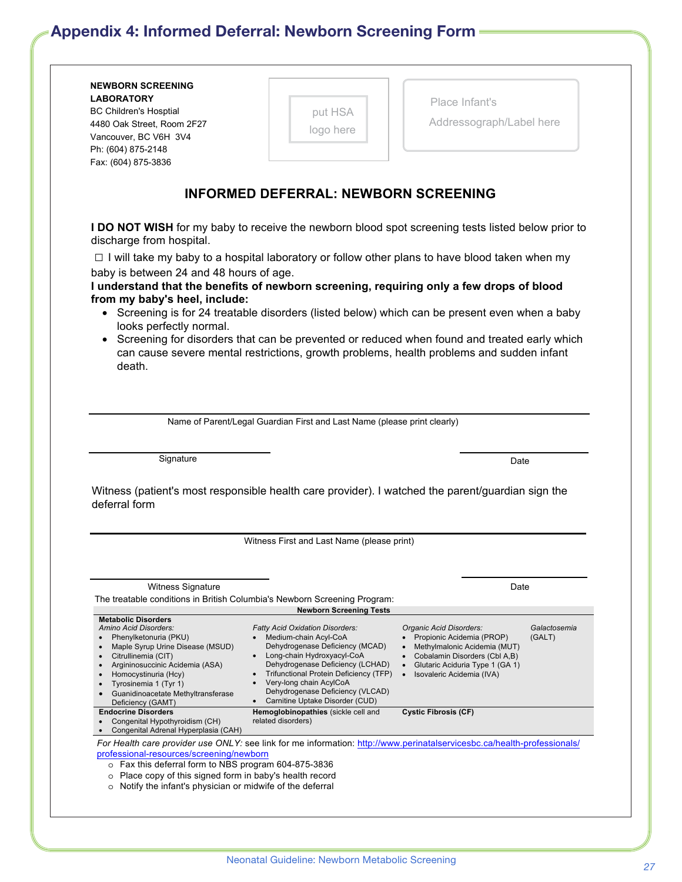# Appendix 4: Informed Deferral: Newborn Screening Form

**NEWBORN SCREENING LABORATORY**
BC Children's Hosptial
4480 Oak Street, Room 2F27
Vancouver, BC V6H 3V4
Ph: (604) 875-2148
Fax: (604) 875-3836

put HSA logo here

Place Infant's Addressograph/Label here

## INFORMED DEFERRAL: NEWBORN SCREENING

**I DO NOT WISH** for my baby to receive the newborn blood spot screening tests listed below prior to discharge from hospital.

☐ I will take my baby to a hospital laboratory or follow other plans to have blood taken when my baby is between 24 and 48 hours of age.

**I understand that the benefits of newborn screening, requiring only a few drops of blood from my baby's heel, include:**

- Screening is for 24 treatable disorders (listed below) which can be present even when a baby looks perfectly normal.
- Screening for disorders that can be prevented or reduced when found and treated early which can cause severe mental restrictions, growth problems, health problems and sudden infant death.

\_\_\_\_\_\_\_\_\_\_\_\_\_\_\_\_\_\_\_\_\_\_\_\_\_\_\_\_\_\_\_\_\_\_\_\_\_\_\_\_
Name of Parent/Legal Guardian First and Last Name (please print clearly)

\_\_\_\_\_\_\_\_\_\_\_\_\_\_\_\_\_\_\_\_ \_\_\_\_\_\_\_\_\_\_\_\_\_\_
Signature Date

Witness (patient's most responsible health care provider). I watched the parent/guardian sign the deferral form

\_\_\_\_\_\_\_\_\_\_\_\_\_\_\_\_\_\_\_\_\_\_\_\_\_\_\_\_\_\_\_\_\_\_\_\_\_\_\_\_
Witness First and Last Name (please print)

\_\_\_\_\_\_\_\_\_\_\_\_\_\_\_\_\_\_\_\_ \_\_\_\_\_\_\_\_\_\_\_\_\_\_
Witness Signature Date

The treatable conditions in British Columbia's Newborn Screening Program:

| Newborn Screening Tests | | | |
|---|---|---|---|
| **Metabolic Disorders**<br>*Amino Acid Disorders:*<br>• Phenylketonuria (PKU)<br>• Maple Syrup Urine Disease (MSUD)<br>• Citrullinemia (CIT)<br>• Argininosuccinic Acidemia (ASA)<br>• Homocystinuria (Hcy)<br>• Tyrosinemia 1 (Tyr 1)<br>• Guanidinoacetate Methyltransferase Deficiency (GAMT) | *Fatty Acid Oxidation Disorders:*<br>• Medium-chain Acyl-CoA Dehydrogenase Deficiency (MCAD)<br>• Long-chain Hydroxyacyl-CoA Dehydrogenase Deficiency (LCHAD)<br>• Trifunctional Protein Deficiency (TFP)<br>• Very-long chain AcylCoA Dehydrogenase Deficiency (VLCAD)<br>• Carnitine Uptake Disorder (CUD) | *Organic Acid Disorders:*<br>• Propionic Acidemia (PROP)<br>• Methylmalonic Acidemia (MUT)<br>• Cobalamin Disorders (Cbl A,B)<br>• Glutaric Aciduria Type 1 (GA 1)<br>• Isovaleric Acidemia (IVA) | *Galactosemia* (GALT) |
| **Endocrine Disorders**<br>• Congenital Hypothyroidism (CH)<br>• Congenital Adrenal Hyperplasia (CAH) | **Hemoglobinopathies** (sickle cell and related disorders) | **Cystic Fibrosis (CF)** | |

*For Health care provider use ONLY:* see link for me information: http://www.perinatalservicesbc.ca/health-professionals/professional-resources/screening/newborn

- Fax this deferral form to NBS program 604-875-3836
- Place copy of this signed form in baby's health record
- Notify the infant's physician or midwife of the deferral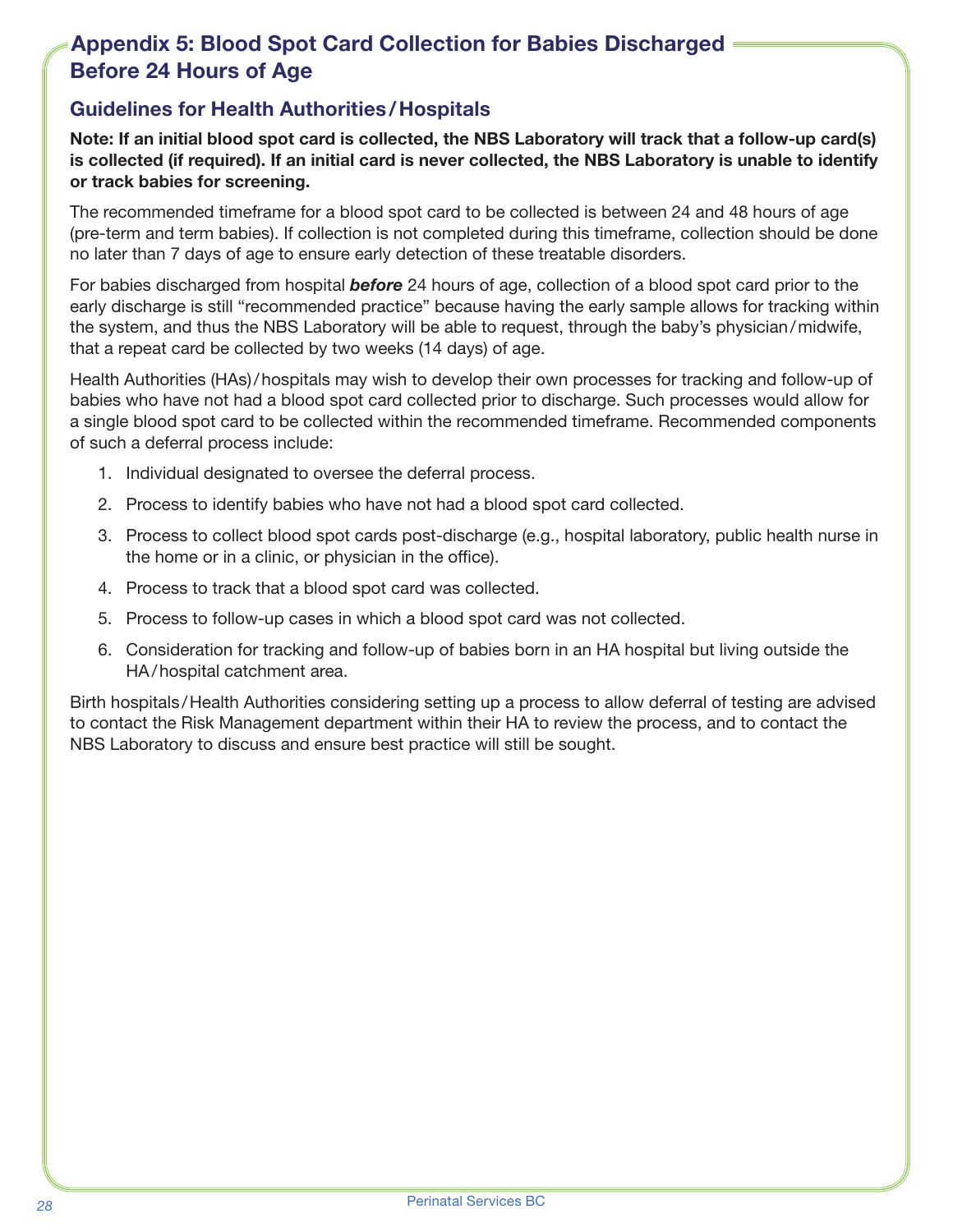# Appendix 5: Blood Spot Card Collection for Babies Discharged Before 24 Hours of Age

## Guidelines for Health Authorities / Hospitals

**Note: If an initial blood spot card is collected, the NBS Laboratory will track that a follow-up card(s) is collected (if required). If an initial card is never collected, the NBS Laboratory is unable to identify or track babies for screening.**

The recommended timeframe for a blood spot card to be collected is between 24 and 48 hours of age (pre-term and term babies). If collection is not completed during this timeframe, collection should be done no later than 7 days of age to ensure early detection of these treatable disorders.

For babies discharged from hospital ***before*** 24 hours of age, collection of a blood spot card prior to the early discharge is still "recommended practice" because having the early sample allows for tracking within the system, and thus the NBS Laboratory will be able to request, through the baby's physician / midwife, that a repeat card be collected by two weeks (14 days) of age.

Health Authorities (HAs) / hospitals may wish to develop their own processes for tracking and follow-up of babies who have not had a blood spot card collected prior to discharge. Such processes would allow for a single blood spot card to be collected within the recommended timeframe. Recommended components of such a deferral process include:

1. Individual designated to oversee the deferral process.
2. Process to identify babies who have not had a blood spot card collected.
3. Process to collect blood spot cards post-discharge (e.g., hospital laboratory, public health nurse in the home or in a clinic, or physician in the office).
4. Process to track that a blood spot card was collected.
5. Process to follow-up cases in which a blood spot card was not collected.
6. Consideration for tracking and follow-up of babies born in an HA hospital but living outside the HA / hospital catchment area.

Birth hospitals / Health Authorities considering setting up a process to allow deferral of testing are advised to contact the Risk Management department within their HA to review the process, and to contact the NBS Laboratory to discuss and ensure best practice will still be sought.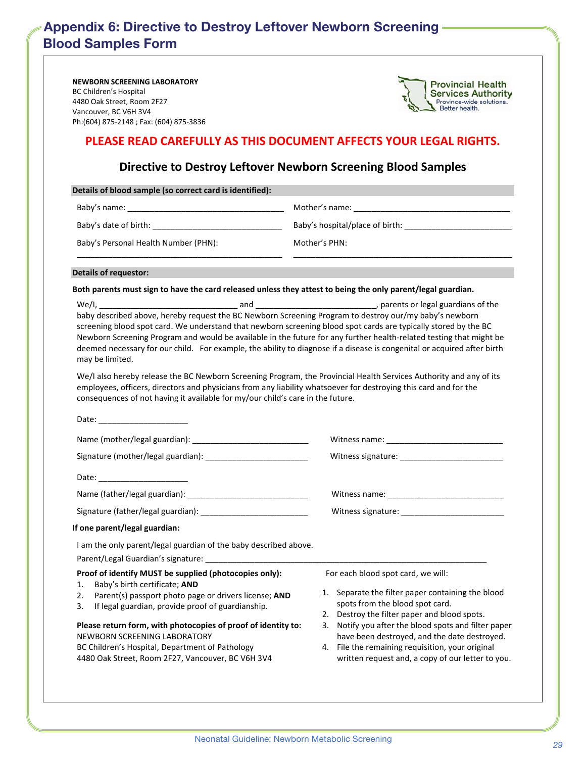# Appendix 6: Directive to Destroy Leftover Newborn Screening Blood Samples Form

**NEWBORN SCREENING LABORATORY**
BC Children's Hospital
4480 Oak Street, Room 2F27
Vancouver, BC V6H 3V4
Ph:(604) 875-2148 ; Fax: (604) 875-3836

Provincial Health Services Authority
Province-wide solutions. Better health.

**PLEASE READ CAREFULLY AS THIS DOCUMENT AFFECTS YOUR LEGAL RIGHTS.**

## Directive to Destroy Leftover Newborn Screening Blood Samples

**Details of blood sample (so correct card is identified):**

Baby's name: ___________________________________ Mother's name: ___________________________________

Baby's date of birth: _____________________________ Baby's hospital/place of birth: ________________________

Baby's Personal Health Number (PHN): _____________________________________________

Mother's PHN: _________________________________________________

**Details of requestor:**

**Both parents must sign to have the card released unless they attest to being the only parent/legal guardian.**

We/I, _______________________________ and ___________________________, parents or legal guardians of the baby described above, hereby request the BC Newborn Screening Program to destroy our/my baby's newborn screening blood spot card. We understand that newborn screening blood spot cards are typically stored by the BC Newborn Screening Program and would be available in the future for any further health-related testing that might be deemed necessary for our child. For example, the ability to diagnose if a disease is congenital or acquired after birth may be limited.

We/I also hereby release the BC Newborn Screening Program, the Provincial Health Services Authority and any of its employees, officers, directors and physicians from any liability whatsoever for destroying this card and for the consequences of not having it available for my/our child's care in the future.

Date: ____________________

Name (mother/legal guardian): __________________________ Witness name: __________________________

Signature (mother/legal guardian): _______________________ Witness signature: _______________________

Date: ____________________

Name (father/legal guardian): ___________________________ Witness name: __________________________

Signature (father/legal guardian): ________________________ Witness signature: _______________________

**If one parent/legal guardian:**

I am the only parent/legal guardian of the baby described above.

Parent/Legal Guardian's signature: _________________________________________________________________

**Proof of identify MUST be supplied (photocopies only):**

1. Baby's birth certificate; **AND**
2. Parent(s) passport photo page or drivers license; **AND**
3. If legal guardian, provide proof of guardianship.

**Please return form, with photocopies of proof of identity to:**
NEWBORN SCREENING LABORATORY
BC Children's Hospital, Department of Pathology
4480 Oak Street, Room 2F27, Vancouver, BC V6H 3V4

For each blood spot card, we will:

1. Separate the filter paper containing the blood spots from the blood spot card.
2. Destroy the filter paper and blood spots.
3. Notify you after the blood spots and filter paper have been destroyed, and the date destroyed.
4. File the remaining requisition, your original written request and, a copy of our letter to you.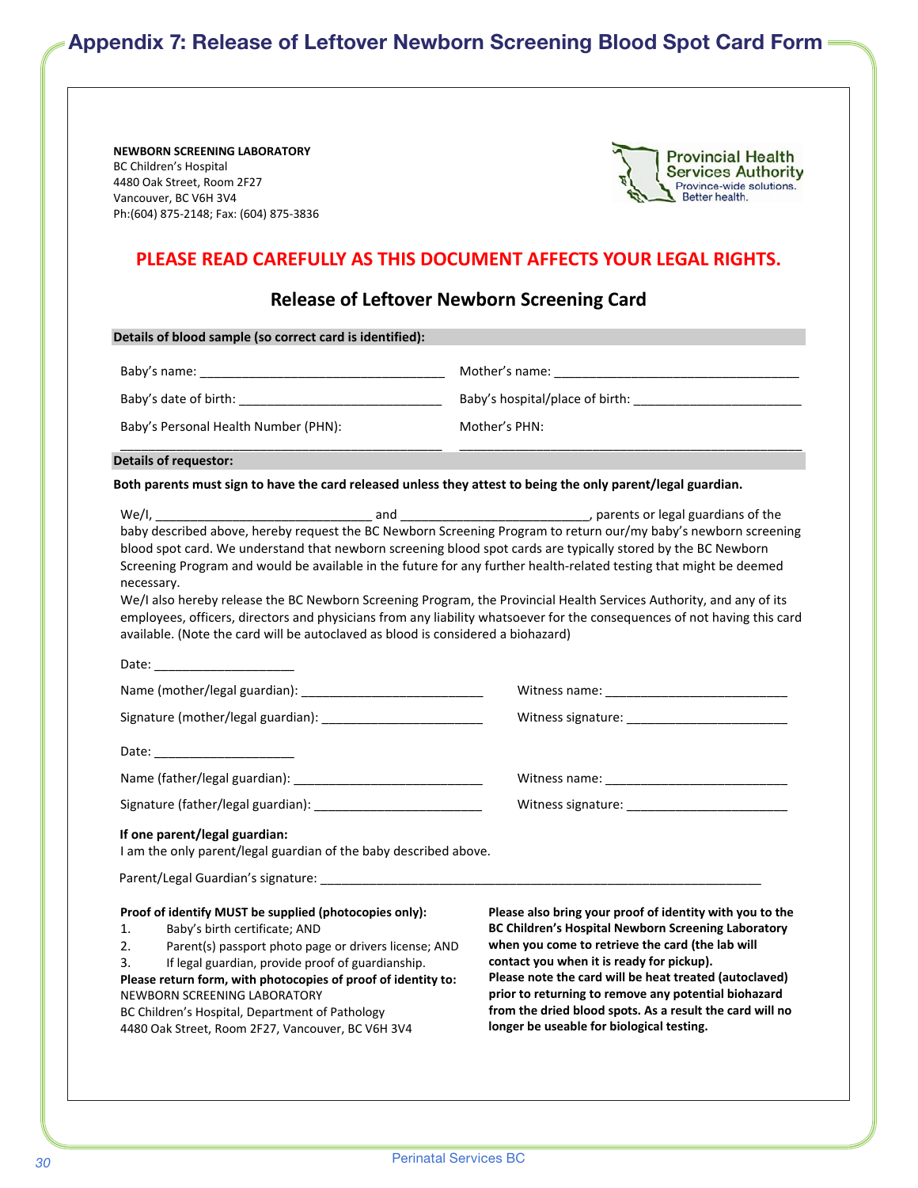# Appendix 7: Release of Leftover Newborn Screening Blood Spot Card Form

**NEWBORN SCREENING LABORATORY**
BC Children's Hospital
4480 Oak Street, Room 2F27
Vancouver, BC V6H 3V4
Ph:(604) 875-2148; Fax: (604) 875-3836

Provincial Health Services Authority
Province-wide solutions. Better health.

**PLEASE READ CAREFULLY AS THIS DOCUMENT AFFECTS YOUR LEGAL RIGHTS.**

## Release of Leftover Newborn Screening Card

**Details of blood sample (so correct card is identified):**

Baby's name: ___________________________________ Mother's name: ___________________________________

Baby's date of birth: ______________________________ Baby's hospital/place of birth: ________________________

Baby's Personal Health Number (PHN): _____________________________________________

Mother's PHN: _____________________________________________

**Details of requestor:**

**Both parents must sign to have the card released unless they attest to being the only parent/legal guardian.**

We/I, _______________________________ and __________________________, parents or legal guardians of the baby described above, hereby request the BC Newborn Screening Program to return our/my baby's newborn screening blood spot card. We understand that newborn screening blood spot cards are typically stored by the BC Newborn Screening Program and would be available in the future for any further health-related testing that might be deemed necessary.

We/I also hereby release the BC Newborn Screening Program, the Provincial Health Services Authority, and any of its employees, officers, directors and physicians from any liability whatsoever for the consequences of not having this card available. (Note the card will be autoclaved as blood is considered a biohazard)

Date: ____________________

Name (mother/legal guardian): __________________________ Witness name: __________________________

Signature (mother/legal guardian): ______________________ Witness signature: ______________________

Date: ____________________

Name (father/legal guardian): ___________________________ Witness name: __________________________

Signature (father/legal guardian): _______________________ Witness signature: ______________________

**If one parent/legal guardian:**
I am the only parent/legal guardian of the baby described above.

Parent/Legal Guardian's signature: _______________________________________________________________

**Proof of identify MUST be supplied (photocopies only):**

1. Baby's birth certificate; AND
2. Parent(s) passport photo page or drivers license; AND
3. If legal guardian, provide proof of guardianship.

**Please return form, with photocopies of proof of identity to:**
NEWBORN SCREENING LABORATORY
BC Children's Hospital, Department of Pathology
4480 Oak Street, Room 2F27, Vancouver, BC V6H 3V4

**Please also bring your proof of identity with you to the BC Children's Hospital Newborn Screening Laboratory when you come to retrieve the card (the lab will contact you when it is ready for pickup).**
**Please note the card will be heat treated (autoclaved) prior to returning to remove any potential biohazard from the dried blood spots. As a result the card will no longer be useable for biological testing.**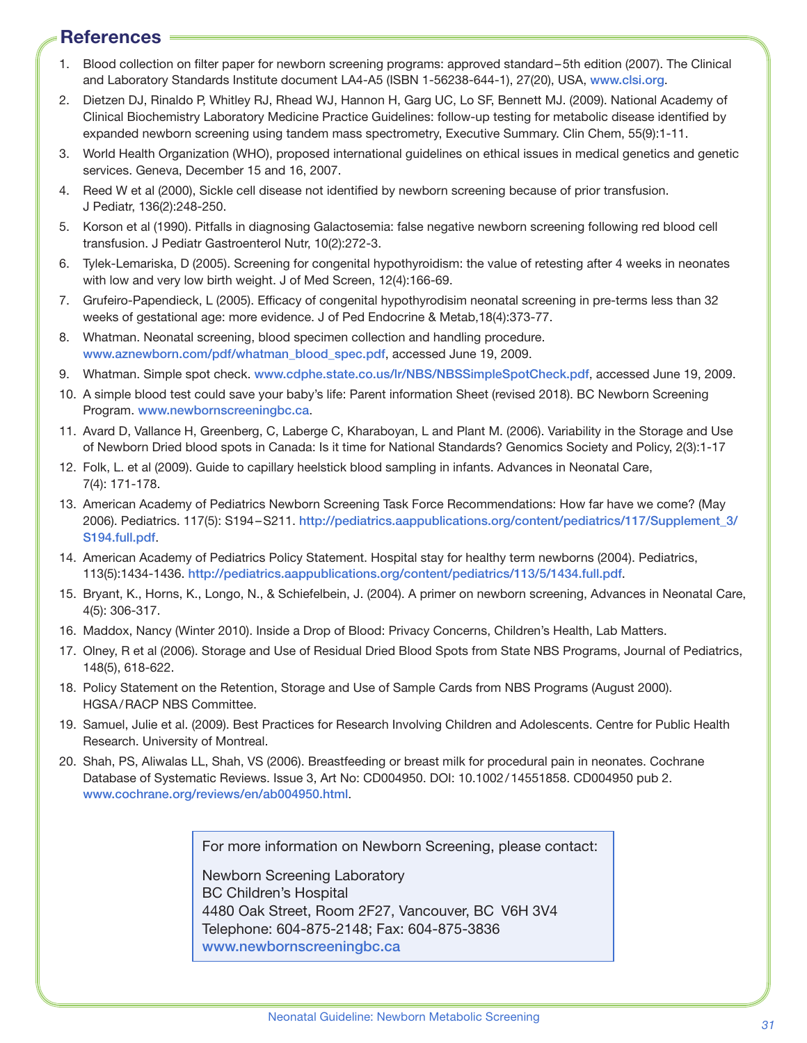## References

1. Blood collection on filter paper for newborn screening programs: approved standard – 5th edition (2007). The Clinical and Laboratory Standards Institute document LA4-A5 (ISBN 1-56238-644-1), 27(20), USA, www.clsi.org.
2. Dietzen DJ, Rinaldo P, Whitley RJ, Rhead WJ, Hannon H, Garg UC, Lo SF, Bennett MJ. (2009). National Academy of Clinical Biochemistry Laboratory Medicine Practice Guidelines: follow-up testing for metabolic disease identified by expanded newborn screening using tandem mass spectrometry, Executive Summary. Clin Chem, 55(9):1-11.
3. World Health Organization (WHO), proposed international guidelines on ethical issues in medical genetics and genetic services. Geneva, December 15 and 16, 2007.
4. Reed W et al (2000), Sickle cell disease not identified by newborn screening because of prior transfusion. J Pediatr, 136(2):248-250.
5. Korson et al (1990). Pitfalls in diagnosing Galactosemia: false negative newborn screening following red blood cell transfusion. J Pediatr Gastroenterol Nutr, 10(2):272-3.
6. Tylek-Lemariska, D (2005). Screening for congenital hypothyroidism: the value of retesting after 4 weeks in neonates with low and very low birth weight. J of Med Screen, 12(4):166-69.
7. Grufeiro-Papendieck, L (2005). Efficacy of congenital hypothyrodisim neonatal screening in pre-terms less than 32 weeks of gestational age: more evidence. J of Ped Endocrine & Metab,18(4):373-77.
8. Whatman. Neonatal screening, blood specimen collection and handling procedure. www.aznewborn.com/pdf/whatman_blood_spec.pdf, accessed June 19, 2009.
9. Whatman. Simple spot check. www.cdphe.state.co.us/lr/NBS/NBSSimpleSpotCheck.pdf, accessed June 19, 2009.
10. A simple blood test could save your baby's life: Parent information Sheet (revised 2018). BC Newborn Screening Program. www.newbornscreeningbc.ca.
11. Avard D, Vallance H, Greenberg, C, Laberge C, Kharaboyan, L and Plant M. (2006). Variability in the Storage and Use of Newborn Dried blood spots in Canada: Is it time for National Standards? Genomics Society and Policy, 2(3):1-17
12. Folk, L. et al (2009). Guide to capillary heelstick blood sampling in infants. Advances in Neonatal Care, 7(4): 171-178.
13. American Academy of Pediatrics Newborn Screening Task Force Recommendations: How far have we come? (May 2006). Pediatrics. 117(5): S194 – S211. http://pediatrics.aappublications.org/content/pediatrics/117/Supplement_3/S194.full.pdf.
14. American Academy of Pediatrics Policy Statement. Hospital stay for healthy term newborns (2004). Pediatrics, 113(5):1434-1436. http://pediatrics.aappublications.org/content/pediatrics/113/5/1434.full.pdf.
15. Bryant, K., Horns, K., Longo, N., & Schiefelbein, J. (2004). A primer on newborn screening, Advances in Neonatal Care, 4(5): 306-317.
16. Maddox, Nancy (Winter 2010). Inside a Drop of Blood: Privacy Concerns, Children's Health, Lab Matters.
17. Olney, R et al (2006). Storage and Use of Residual Dried Blood Spots from State NBS Programs, Journal of Pediatrics, 148(5), 618-622.
18. Policy Statement on the Retention, Storage and Use of Sample Cards from NBS Programs (August 2000). HGSA / RACP NBS Committee.
19. Samuel, Julie et al. (2009). Best Practices for Research Involving Children and Adolescents. Centre for Public Health Research. University of Montreal.
20. Shah, PS, Aliwalas LL, Shah, VS (2006). Breastfeeding or breast milk for procedural pain in neonates. Cochrane Database of Systematic Reviews. Issue 3, Art No: CD004950. DOI: 10.1002 / 14551858. CD004950 pub 2. www.cochrane.org/reviews/en/ab004950.html.

For more information on Newborn Screening, please contact:

Newborn Screening Laboratory
BC Children's Hospital
4480 Oak Street, Room 2F27, Vancouver, BC V6H 3V4
Telephone: 604-875-2148; Fax: 604-875-3836
www.newbornscreeningbc.ca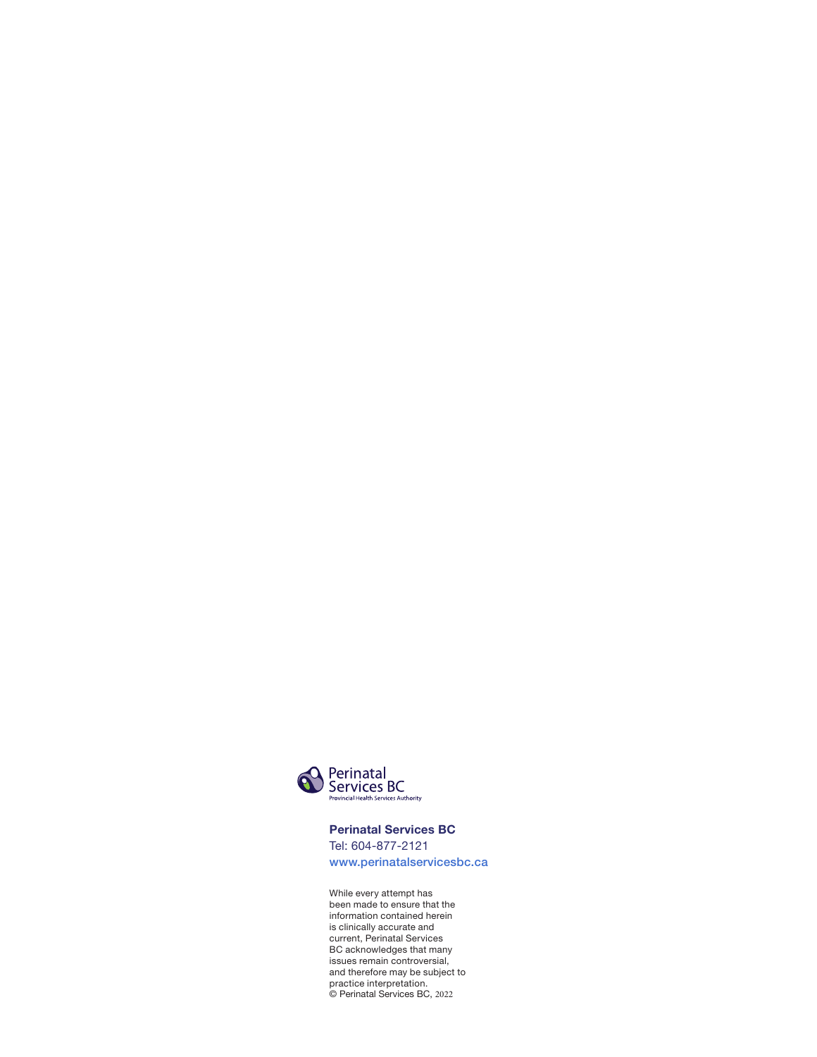Perinatal Services BC
Provincial Health Services Authority

**Perinatal Services BC**
Tel: 604-877-2121
www.perinatalservicesbc.ca

While every attempt has been made to ensure that the information contained herein is clinically accurate and current, Perinatal Services BC acknowledges that many issues remain controversial, and therefore may be subject to practice interpretation.
© Perinatal Services BC, 2022